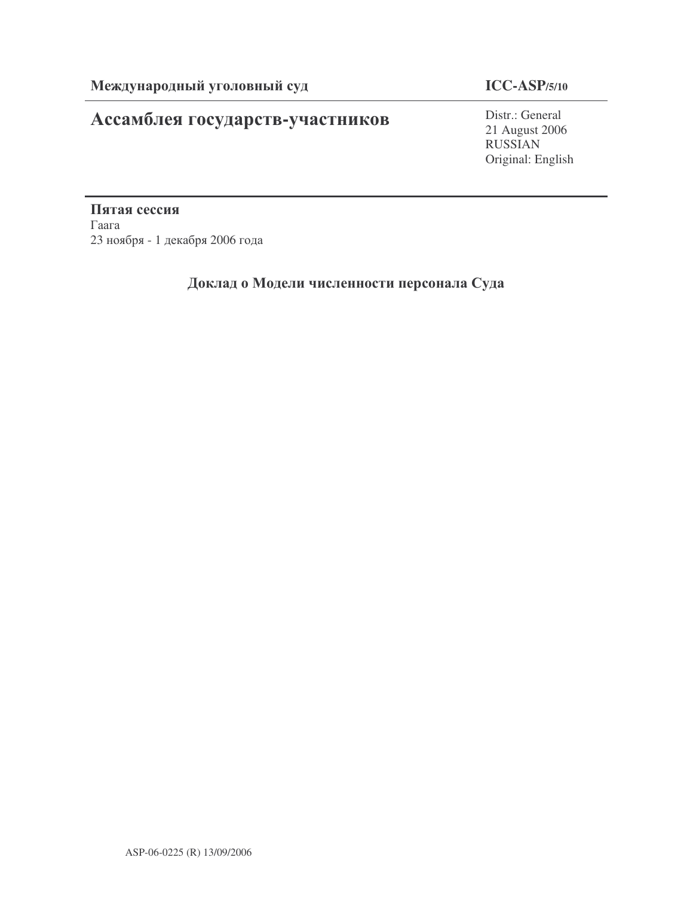**Международный уголовный суд**

**ICC-ASP/5/10**

# Ассамблея государств-участников

Distr.: General
21 August 2006
RUSSIAN
Original: English

**Пятая сессия**
Гаага
23 ноября - 1 декабря 2006 года

## Доклад о Модели численности персонала Суда

ASP-06-0225 (R) 13/09/2006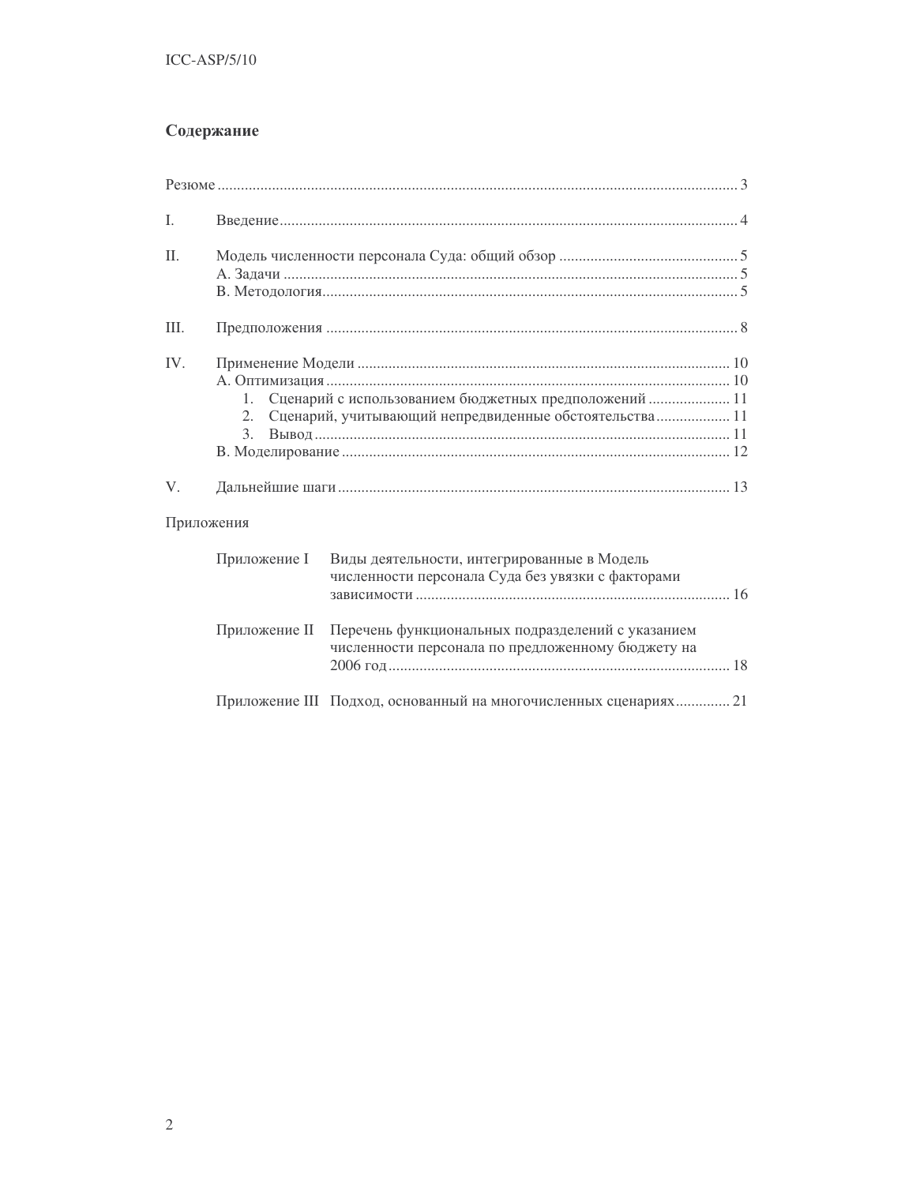## Содержание

Резюме ........ 3

I. Введение ........ 4

II. Модель численности персонала Суда: общий обзор ........ 5
   A. Задачи ........ 5
   B. Методология ........ 5

III. Предположения ........ 8

IV. Применение Модели ........ 10
   A. Оптимизация ........ 10
      1. Сценарий с использованием бюджетных предположений ........ 11
      2. Сценарий, учитывающий непредвиденные обстоятельства ........ 11
      3. Вывод ........ 11
   B. Моделирование ........ 12

V. Дальнейшие шаги ........ 13

Приложения

Приложение I Виды деятельности, интегрированные в Модель численности персонала Суда без увязки с факторами зависимости ........ 16

Приложение II Перечень функциональных подразделений с указанием численности персонала по предложенному бюджету на 2006 год ........ 18

Приложение III Подход, основанный на многочисленных сценариях ........ 21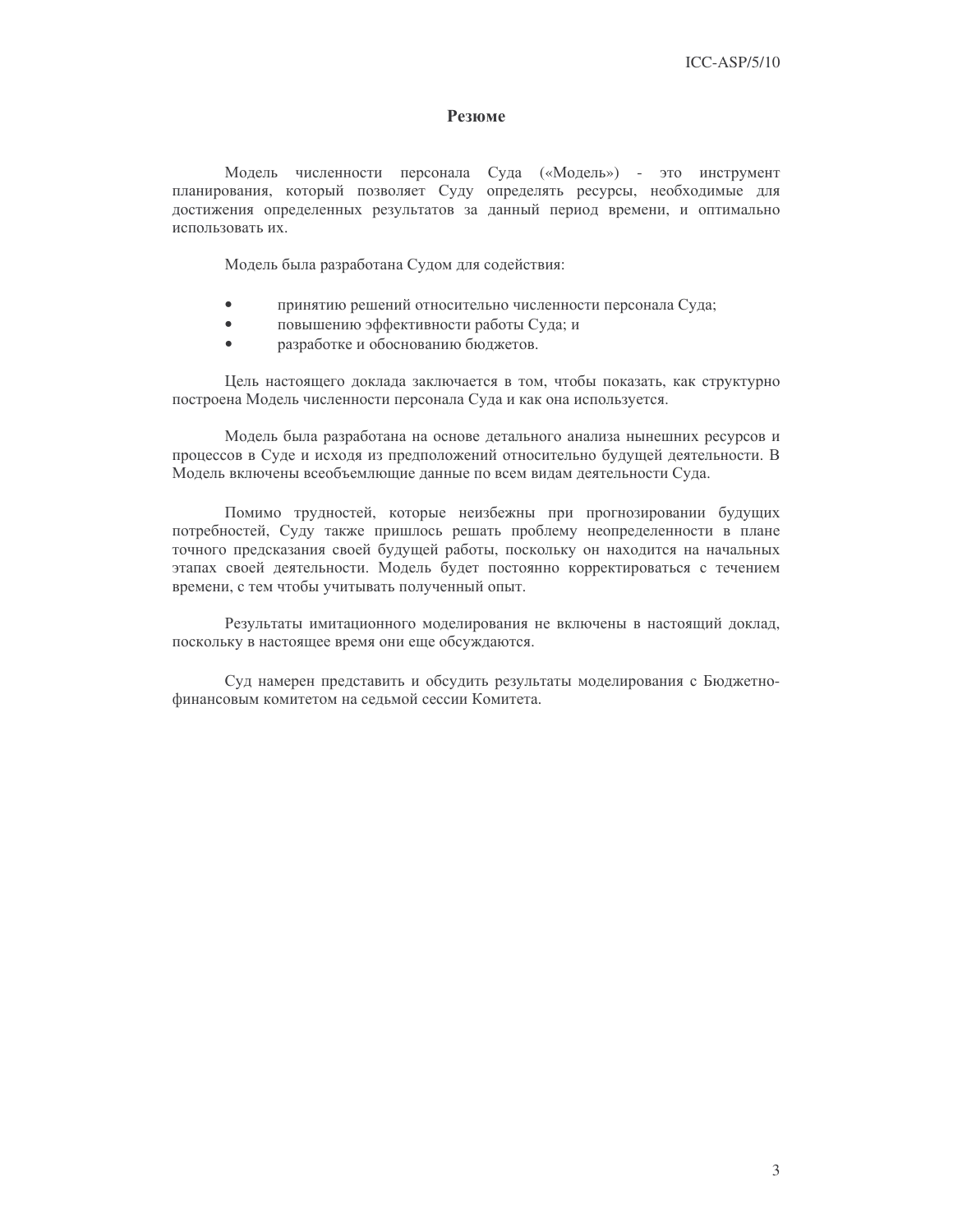# Резюме

Модель численности персонала Суда («Модель») - это инструмент планирования, который позволяет Суду определять ресурсы, необходимые для достижения определенных результатов за данный период времени, и оптимально использовать их.

Модель была разработана Судом для содействия:

- принятию решений относительно численности персонала Суда;
- повышению эффективности работы Суда; и
- разработке и обоснованию бюджетов.

Цель настоящего доклада заключается в том, чтобы показать, как структурно построена Модель численности персонала Суда и как она используется.

Модель была разработана на основе детального анализа нынешних ресурсов и процессов в Суде и исходя из предположений относительно будущей деятельности. В Модель включены всеобъемлющие данные по всем видам деятельности Суда.

Помимо трудностей, которые неизбежны при прогнозировании будущих потребностей, Суду также пришлось решать проблему неопределенности в плане точного предсказания своей будущей работы, поскольку он находится на начальных этапах своей деятельности. Модель будет постоянно корректироваться с течением времени, с тем чтобы учитывать полученный опыт.

Результаты имитационного моделирования не включены в настоящий доклад, поскольку в настоящее время они еще обсуждаются.

Суд намерен представить и обсудить результаты моделирования с Бюджетно-финансовым комитетом на седьмой сессии Комитета.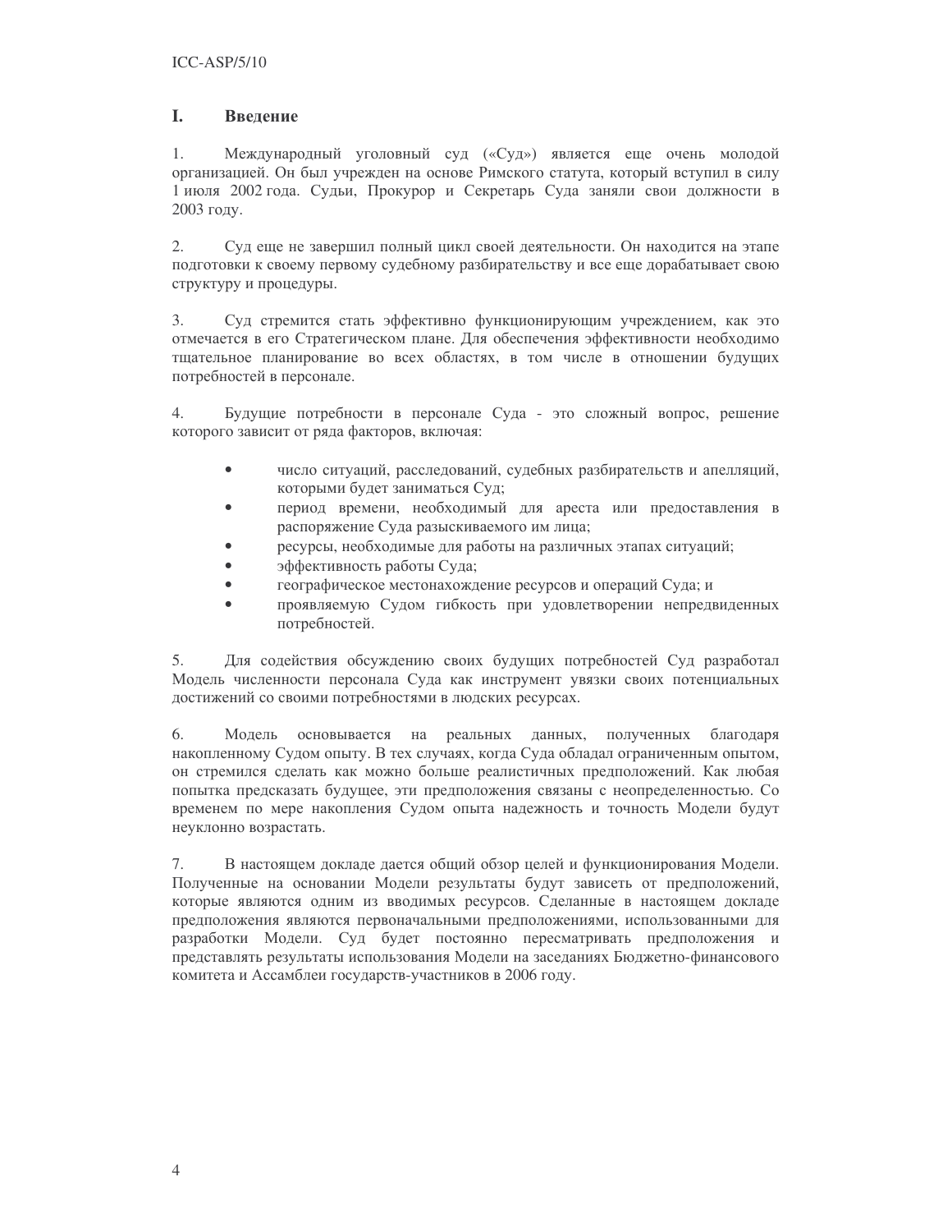# I. Введение

1. Международный уголовный суд («Суд») является еще очень молодой организацией. Он был учрежден на основе Римского статута, который вступил в силу 1 июля 2002 года. Судьи, Прокурор и Секретарь Суда заняли свои должности в 2003 году.

2. Суд еще не завершил полный цикл своей деятельности. Он находится на этапе подготовки к своему первому судебному разбирательству и все еще дорабатывает свою структуру и процедуры.

3. Суд стремится стать эффективно функционирующим учреждением, как это отмечается в его Стратегическом плане. Для обеспечения эффективности необходимо тщательное планирование во всех областях, в том числе в отношении будущих потребностей в персонале.

4. Будущие потребности в персонале Суда - это сложный вопрос, решение которого зависит от ряда факторов, включая:

- число ситуаций, расследований, судебных разбирательств и апелляций, которыми будет заниматься Суд;
- период времени, необходимый для ареста или предоставления в распоряжение Суда разыскиваемого им лица;
- ресурсы, необходимые для работы на различных этапах ситуаций;
- эффективность работы Суда;
- географическое местонахождение ресурсов и операций Суда; и
- проявляемую Судом гибкость при удовлетворении непредвиденных потребностей.

5. Для содействия обсуждению своих будущих потребностей Суд разработал Модель численности персонала Суда как инструмент увязки своих потенциальных достижений со своими потребностями в людских ресурсах.

6. Модель основывается на реальных данных, полученных благодаря накопленному Судом опыту. В тех случаях, когда Суда обладал ограниченным опытом, он стремился сделать как можно больше реалистичных предположений. Как любая попытка предсказать будущее, эти предположения связаны с неопределенностью. Со временем по мере накопления Судом опыта надежность и точность Модели будут неуклонно возрастать.

7. В настоящем докладе дается общий обзор целей и функционирования Модели. Полученные на основании Модели результаты будут зависеть от предположений, которые являются одним из вводимых ресурсов. Сделанные в настоящем докладе предположения являются первоначальными предположениями, использованными для разработки Модели. Суд будет постоянно пересматривать предположения и представлять результаты использования Модели на заседаниях Бюджетно-финансового комитета и Ассамблеи государств-участников в 2006 году.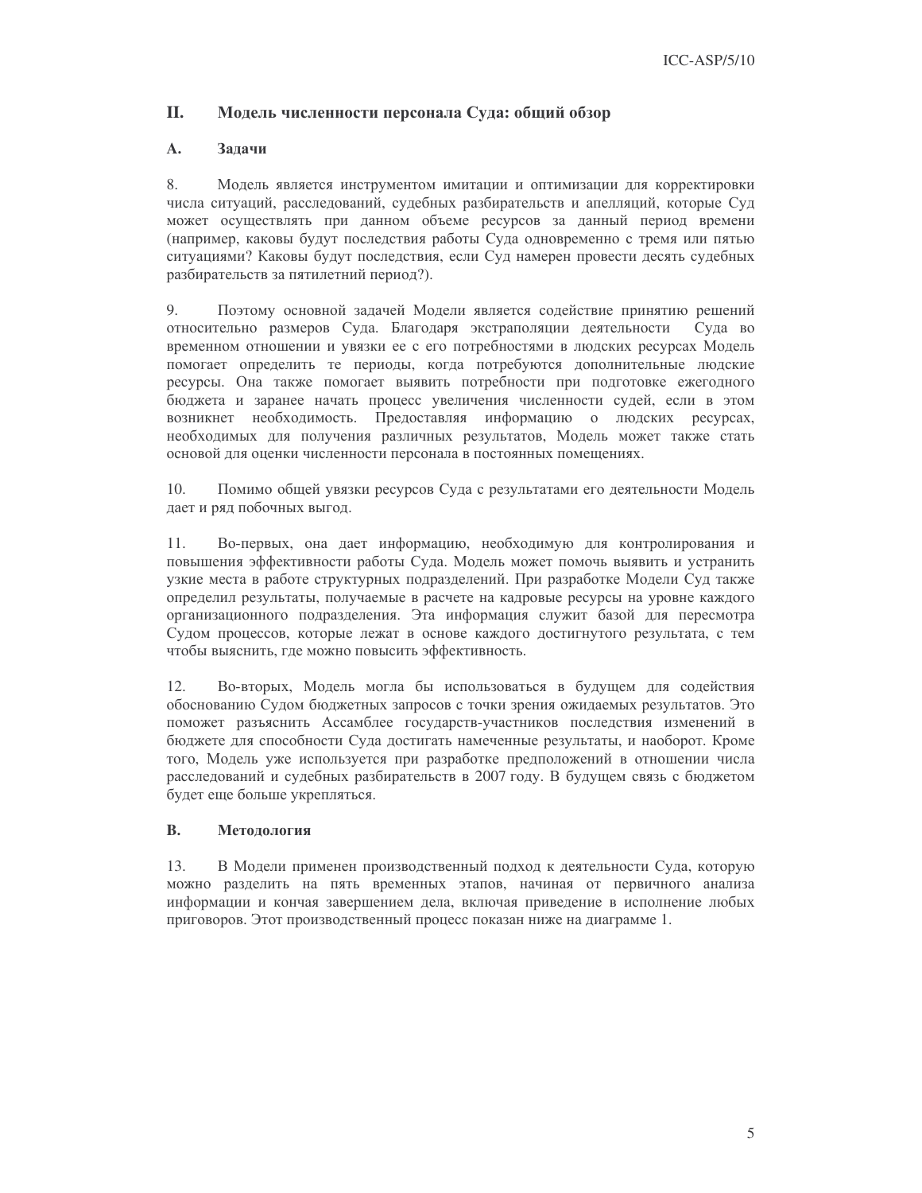## II. Модель численности персонала Суда: общий обзор

### A. Задачи

8. Модель является инструментом имитации и оптимизации для корректировки числа ситуаций, расследований, судебных разбирательств и апелляций, которые Суд может осуществлять при данном объеме ресурсов за данный период времени (например, каковы будут последствия работы Суда одновременно с тремя или пятью ситуациями? Каковы будут последствия, если Суд намерен провести десять судебных разбирательств за пятилетний период?).

9. Поэтому основной задачей Модели является содействие принятию решений относительно размеров Суда. Благодаря экстраполяции деятельности Суда во временном отношении и увязки ее с его потребностями в людских ресурсах Модель помогает определить те периоды, когда потребуются дополнительные людские ресурсы. Она также помогает выявить потребности при подготовке ежегодного бюджета и заранее начать процесс увеличения численности судей, если в этом возникнет необходимость. Предоставляя информацию о людских ресурсах, необходимых для получения различных результатов, Модель может также стать основой для оценки численности персонала в постоянных помещениях.

10. Помимо общей увязки ресурсов Суда с результатами его деятельности Модель дает и ряд побочных выгод.

11. Во-первых, она дает информацию, необходимую для контролирования и повышения эффективности работы Суда. Модель может помочь выявить и устранить узкие места в работе структурных подразделений. При разработке Модели Суд также определил результаты, получаемые в расчете на кадровые ресурсы на уровне каждого организационного подразделения. Эта информация служит базой для пересмотра Судом процессов, которые лежат в основе каждого достигнутого результата, с тем чтобы выяснить, где можно повысить эффективность.

12. Во-вторых, Модель могла бы использоваться в будущем для содействия обоснованию Судом бюджетных запросов с точки зрения ожидаемых результатов. Это поможет разъяснить Ассамблее государств-участников последствия изменений в бюджете для способности Суда достигать намеченные результаты, и наоборот. Кроме того, Модель уже используется при разработке предположений в отношении числа расследований и судебных разбирательств в 2007 году. В будущем связь с бюджетом будет еще больше укрепляться.

### B. Методология

13. В Модели применен производственный подход к деятельности Суда, которую можно разделить на пять временных этапов, начиная от первичного анализа информации и кончая завершением дела, включая приведение в исполнение любых приговоров. Этот производственный процесс показан ниже на диаграмме 1.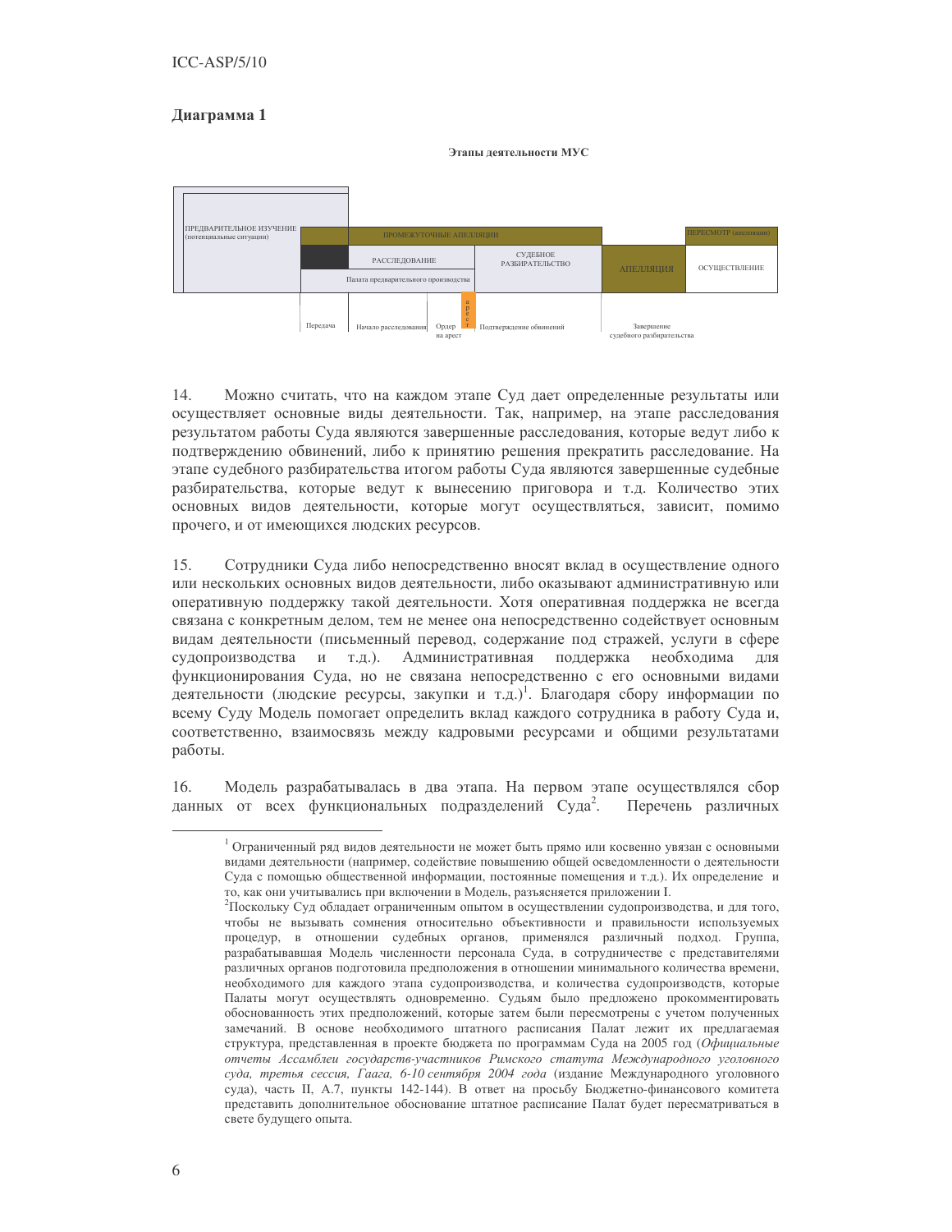## Диаграмма 1

**Этапы деятельности МУС**

ПРЕДВАРИТЕЛЬНОЕ ИЗУЧЕНИЕ (потенциальные ситуации)

ПРОМЕЖУТОЧНЫЕ АПЕЛЛЯЦИИ

ПЕРЕСМОТР (апелляции)

РАССЛЕДОВАНИЕ

СУДЕБНОЕ РАЗБИРАТЕЛЬСТВО

АПЕЛЛЯЦИЯ

ОСУЩЕСТВЛЕНИЕ

Палата предварительного производства

арест

Передача | Начало расследования | Ордер на арест | Подтверждение обвинений | Завершение судебного разбирательства

14. Можно считать, что на каждом этапе Суд дает определенные результаты или осуществляет основные виды деятельности. Так, например, на этапе расследования результатом работы Суда являются завершенные расследования, которые ведут либо к подтверждению обвинений, либо к принятию решения прекратить расследование. На этапе судебного разбирательства итогом работы Суда являются завершенные судебные разбирательства, которые ведут к вынесению приговора и т.д. Количество этих основных видов деятельности, которые могут осуществляться, зависит, помимо прочего, и от имеющихся людских ресурсов.

15. Сотрудники Суда либо непосредственно вносят вклад в осуществление одного или нескольких основных видов деятельности, либо оказывают административную или оперативную поддержку такой деятельности. Хотя оперативная поддержка не всегда связана с конкретным делом, тем не менее она непосредственно содействует основным видам деятельности (письменный перевод, содержание под стражей, услуги в сфере судопроизводства и т.д.). Административная поддержка необходима для функционирования Суда, но не связана непосредственно с его основными видами деятельности (людские ресурсы, закупки и т.д.)[1]. Благодаря сбору информации по всему Суду Модель помогает определить вклад каждого сотрудника в работу Суда и, соответственно, взаимосвязь между кадровыми ресурсами и общими результатами работы.

16. Модель разрабатывалась в два этапа. На первом этапе осуществлялся сбор данных от всех функциональных подразделений Суда[2]. Перечень различных

---

[1] Ограниченный ряд видов деятельности не может быть прямо или косвенно увязан с основными видами деятельности (например, содействие повышению общей осведомленности о деятельности Суда с помощью общественной информации, постоянные помещения и т.д.). Их определение и то, как они учитывались при включении в Модель, разъясняется приложении I.

[2] Поскольку Суд обладает ограниченным опытом в осуществлении судопроизводства, и для того, чтобы не вызывать сомнения относительно объективности и правильности используемых процедур, в отношении судебных органов, применялся различный подход. Группа, разрабатывавшая Модель численности персонала Суда, в сотрудничестве с представителями различных органов подготовила предположения в отношении минимального количества времени, необходимого для каждого этапа судопроизводства, и количества судопроизводств, которые Палаты могут осуществлять одновременно. Судьям было предложено прокомментировать обоснованность этих предположений, которые затем были пересмотрены с учетом полученных замечаний. В основе необходимого штатного расписания Палат лежит их предлагаемая структура, представленная в проекте бюджета по программам Суда на 2005 год (*Официальные отчеты Ассамблеи государств-участников Римского статута Международного уголовного суда, третья сессия, Гаага, 6-10 сентября 2004 года* (издание Международного уголовного суда), часть II, A.7, пункты 142-144). В ответ на просьбу Бюджетно-финансового комитета представить дополнительное обоснование штатное расписание Палат будет пересматриваться в свете будущего опыта.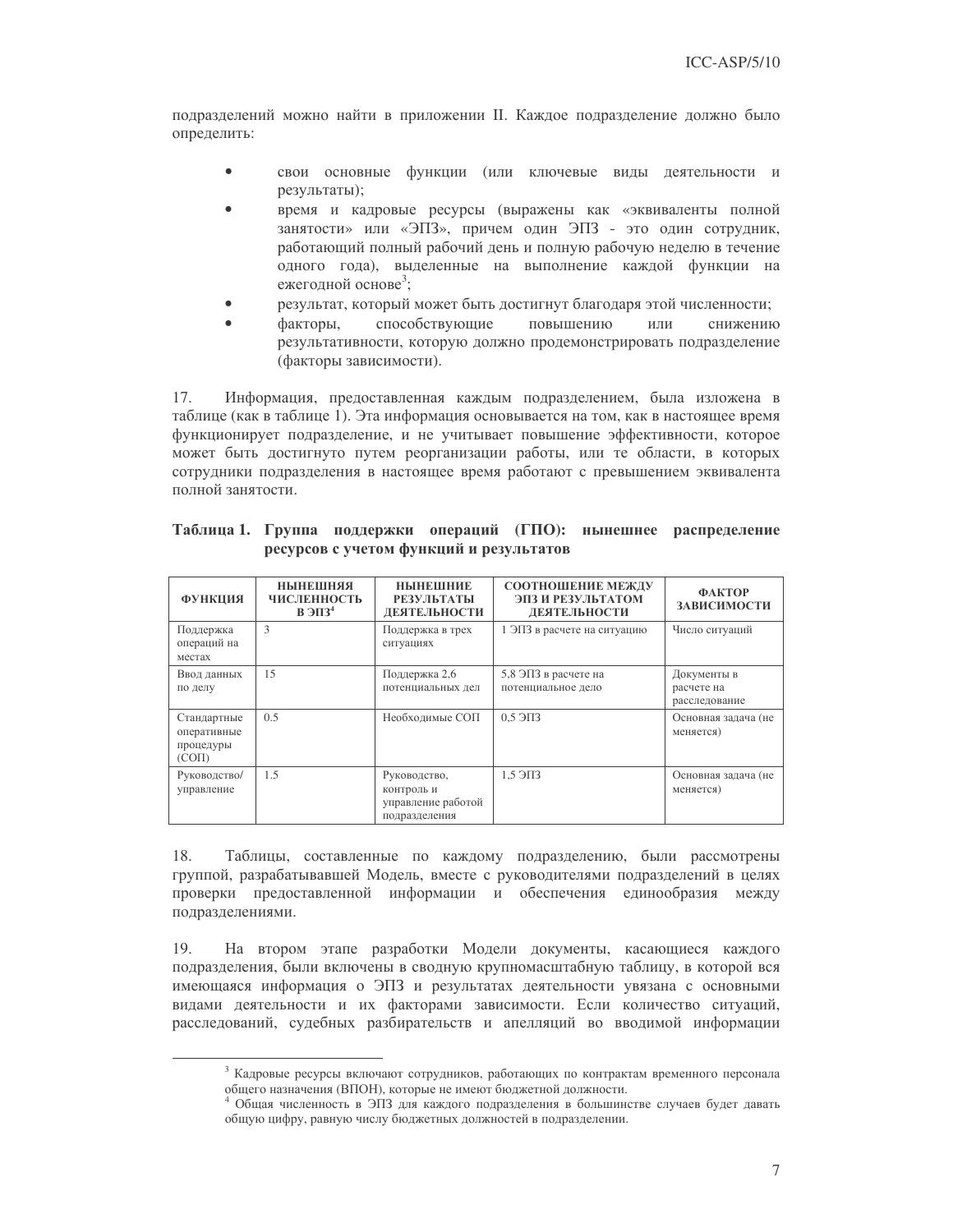подразделений можно найти в приложении II. Каждое подразделение должно было определить:

- свои основные функции (или ключевые виды деятельности и результаты);
- время и кадровые ресурсы (выражены как «эквиваленты полной занятости» или «ЭПЗ», причем один ЭПЗ - это один сотрудник, работающий полный рабочий день и полную рабочую неделю в течение одного года), выделенные на выполнение каждой функции на ежегодной основе[3];
- результат, который может быть достигнут благодаря этой численности;
- факторы, способствующие повышению или снижению результативности, которую должно продемонстрировать подразделение (факторы зависимости).

17. Информация, предоставленная каждым подразделением, была изложена в таблице (как в таблице 1). Эта информация основывается на том, как в настоящее время функционирует подразделение, и не учитывает повышение эффективности, которое может быть достигнуто путем реорганизации работы, или те области, в которых сотрудники подразделения в настоящее время работают с превышением эквивалента полной занятости.

**Таблица 1. Группа поддержки операций (ГПО): нынешнее распределение ресурсов с учетом функций и результатов**

| ФУНКЦИЯ | НЫНЕШНЯЯ ЧИСЛЕННОСТЬ В ЭПЗ[4] | НЫНЕШНИЕ РЕЗУЛЬТАТЫ ДЕЯТЕЛЬНОСТИ | СООТНОШЕНИЕ МЕЖДУ ЭПЗ И РЕЗУЛЬТАТОМ ДЕЯТЕЛЬНОСТИ | ФАКТОР ЗАВИСИМОСТИ |
|---|---|---|---|---|
| Поддержка операций на местах | 3 | Поддержка в трех ситуациях | 1 ЭПЗ в расчете на ситуацию | Число ситуаций |
| Ввод данных по делу | 15 | Поддержка 2,6 потенциальных дел | 5,8 ЭПЗ в расчете на потенциальное дело | Документы в расчете на расследование |
| Стандартные оперативные процедуры (СОП) | 0.5 | Необходимые СОП | 0,5 ЭПЗ | Основная задача (не меняется) |
| Руководство/ управление | 1.5 | Руководство, контроль и управление работой подразделения | 1,5 ЭПЗ | Основная задача (не меняется) |

18. Таблицы, составленные по каждому подразделению, были рассмотрены группой, разрабатывавшей Модель, вместе с руководителями подразделений в целях проверки предоставленной информации и обеспечения единообразия между подразделениями.

19. На втором этапе разработки Модели документы, касающиеся каждого подразделения, были включены в сводную крупномасштабную таблицу, в которой вся имеющаяся информация о ЭПЗ и результатах деятельности увязана с основными видами деятельности и их факторами зависимости. Если количество ситуаций, расследований, судебных разбирательств и апелляций во вводимой информации

[3] Кадровые ресурсы включают сотрудников, работающих по контрактам временного персонала общего назначения (ВПОН), которые не имеют бюджетной должности.

[4] Общая численность в ЭПЗ для каждого подразделения в большинстве случаев будет давать общую цифру, равную числу бюджетных должностей в подразделении.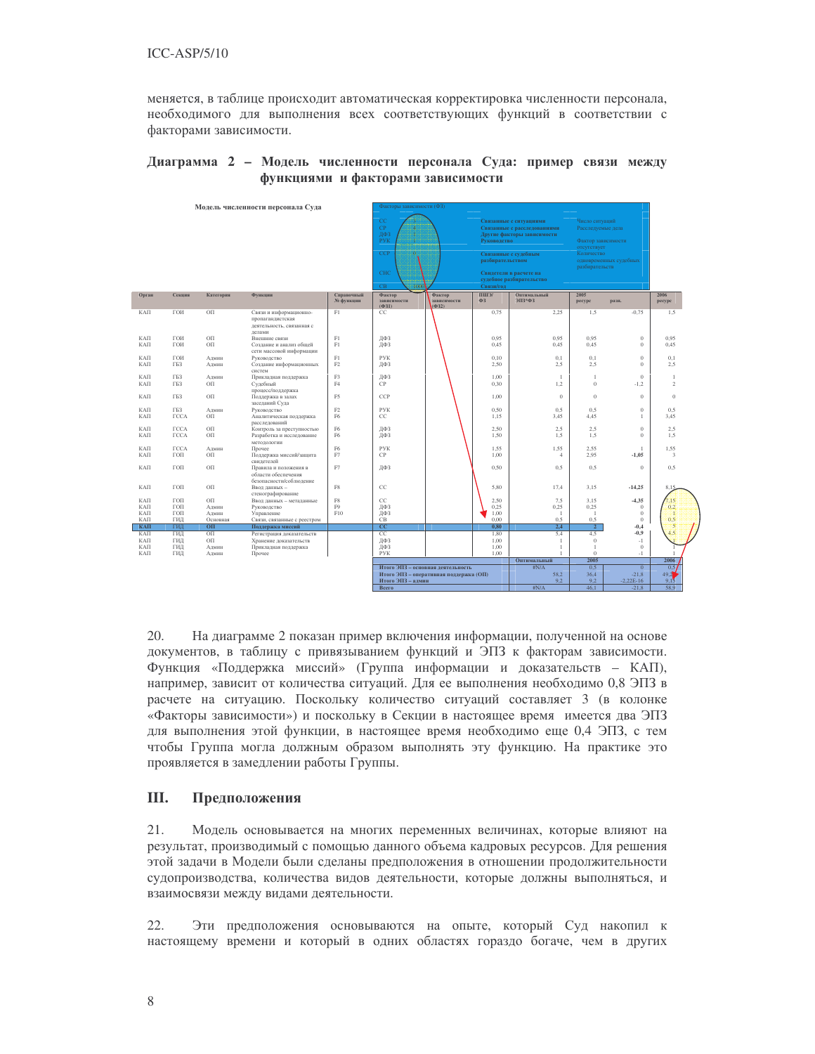меняется, в таблице происходит автоматическая корректировка численности персонала, необходимого для выполнения всех соответствующих функций в соответствии с факторами зависимости.

**Диаграмма 2 – Модель численности персонала Суда: пример связи между функциями и факторами зависимости**

Модель численности персонала Суда

| Факторы зависимости (ФЗ) | | |
|---|---|---|
| СС | Связанные с ситуациями | Число ситуаций |
| СР | Связанные с расследованиями | Расследуемые дела |
| ДФЗ | Другие факторы зависимости | |
| РУК | Руководство | Фактор зависимости отсутствует |
| ССР | Связанные с судебным разбирательством | Количество одновременных судебных разбирательств |
| СИС | Свидетели в расчете на судебное разбирательство | |
| СВ | Связи/год | |

| Орган | Секция | Категория | Функция | Справочный № функции | Фактор зависимости (ФЗ1) | Фактор зависимости (ФЗ2) | ПШЕ/ФЗ | Оптимальный ЭПЗ\*ФЗ | 2005 ресурс | разн. | 2006 ресурс |
|---|---|---|---|---|---|---|---|---|---|---|---|
| КАП | ГОИ | ОП | Связи и информационно-пропагандистская деятельность, связанная с делами | F1 | СС | | 0,75 | 2,25 | 1,5 | -0,75 | 1,5 |
| КАП | ГОИ | ОП | Внешние связи | F1 | ДФЗ | | 0,95 | 0,95 | 0,95 | 0 | 0,95 |
| КАП | ГОИ | ОП | Создание и анализ общей сети массовой информации | F1 | ДФЗ | | 0,45 | 0,45 | 0,45 | 0 | 0,45 |
| КАП | ГОИ | Админ | Руководство | F1 | РУК | | 0,10 | 0,1 | 0,1 | 0 | 0,1 |
| КАП | ГБЗ | Админ | Создание информационных систем | F2 | ДФЗ | | 2,50 | 2,5 | 2,5 | 0 | 2,5 |
| КАП | ГБЗ | Админ | Прикладная поддержка | F3 | ДФЗ | | 1,00 | 1 | 1 | 0 | 1 |
| КАП | ГБЗ | ОП | Судебный процесс/поддержка | F4 | СР | | 0,30 | 1,2 | 0 | -1,2 | 2 |
| КАП | ГБЗ | ОП | Поддержка в залах заседаний Суда | F5 | ССР | | 1,00 | 0 | 0 | 0 | 0 |
| КАП | ГБЗ | Админ | Руководство | F2 | РУК | | 0,50 | 0,5 | 0,5 | 0 | 0,5 |
| КАП | ГССА | ОП | Аналитическая поддержка расследований | F6 | СС | | 1,15 | 3,45 | 4,45 | 1 | 3,45 |
| КАП | ГССА | ОП | Контроль за преступностью | F6 | ДФЗ | | 2,50 | 2,5 | 2,5 | 0 | 2,5 |
| КАП | ГССА | ОП | Разработка и исследование методологии | F6 | ДФЗ | | 1,50 | 1,5 | 1,5 | 0 | 1,5 |
| КАП | ГССА | Админ | Прочее | F6 | РУК | | 1,55 | 1,55 | 2,55 | 1 | 1,55 |
| КАП | ГОП | ОП | Поддержка миссий/защита свидетелей | F7 | СР | | 1,00 | 4 | 2,95 | -1,05 | 3 |
| КАП | ГОП | ОП | Правила и положения в области обеспечения безопасности/соблюдение | F7 | ДФЗ | | 0,50 | 0,5 | 0,5 | 0 | 0,5 |
| КАП | ГОП | ОП | Ввод данных – стенографирование | F8 | СС | | 5,80 | 17,4 | 3,15 | -14,25 | 8,15 |
| КАП | ГОП | ОП | Ввод данных – метаданные | F8 | СС | | 2,50 | 7,5 | 3,15 | -4,35 | 7,15 |
| КАП | ГОП | Админ | Руководство | F9 | ДФЗ | | 0,25 | 0,25 | 0,25 | 0 | 0,2 |
| КАП | ГОП | Админ | Управление | F10 | ДФЗ | | 1,00 | 1 | 1 | 0 | 1 |
| КАП | ГИД | Основная | Связи, связанные с реестром | | СВ | | 0,00 | 0,5 | 0,5 | 0 | 0,5 |
| **КАП** | **ГИД** | **ОП** | **Поддержка миссий** | | **СС** | | **0,80** | **2,4** | **2** | **-0,4** | **5** |
| КАП | ГИД | ОП | Регистрация доказательств | | СС | | 1,80 | 5,4 | 4,5 | -0,9 | 4,5 |
| КАП | ГИД | ОП | Хранение доказательств | | ДФЗ | | 1,00 | 1 | 0 | -1 | 1 |
| КАП | ГИД | Админ | Прикладная поддержка | | ДФЗ | | 1,00 | 1 | 1 | 0 | 1 |
| КАП | ГИД | Админ | Прочее | | РУК | | 1,00 | 1 | 0 | -1 | 1 |

| | Оптимальный | 2005 | | 2006 |
|---|---|---|---|---|
| Итого ЭПЗ – основная деятельность | #N/A | 0,5 | 0 | 0,5 |
| Итого ЭПЗ – оперативная поддержка (ОП) | 58,2 | 36,4 | -21,8 | 49,2 |
| Итого ЭПЗ – админ | 9,2 | 9,2 | -2,22E-16 | 9,15 |
| Всего | #N/A | 46,1 | -21,8 | 58,9 |

20. На диаграмме 2 показан пример включения информации, полученной на основе документов, в таблицу с привязыванием функций и ЭПЗ к факторам зависимости. Функция «Поддержка миссий» (Группа информации и доказательств – КАП), например, зависит от количества ситуаций. Для ее выполнения необходимо 0,8 ЭПЗ в расчете на ситуацию. Поскольку количество ситуаций составляет 3 (в колонке «Факторы зависимости») и поскольку в Секции в настоящее время имеется два ЭПЗ для выполнения этой функции, в настоящее время необходимо еще 0,4 ЭПЗ, с тем чтобы Группа могла должным образом выполнять эту функцию. На практике это проявляется в замедлении работы Группы.

## III. Предположения

21. Модель основывается на многих переменных величинах, которые влияют на результат, производимый с помощью данного объема кадровых ресурсов. Для решения этой задачи в Модели были сделаны предположения в отношении продолжительности судопроизводства, количества видов деятельности, которые должны выполняться, и взаимосвязи между видами деятельности.

22. Эти предположения основываются на опыте, который Суд накопил к настоящему времени и который в одних областях гораздо богаче, чем в других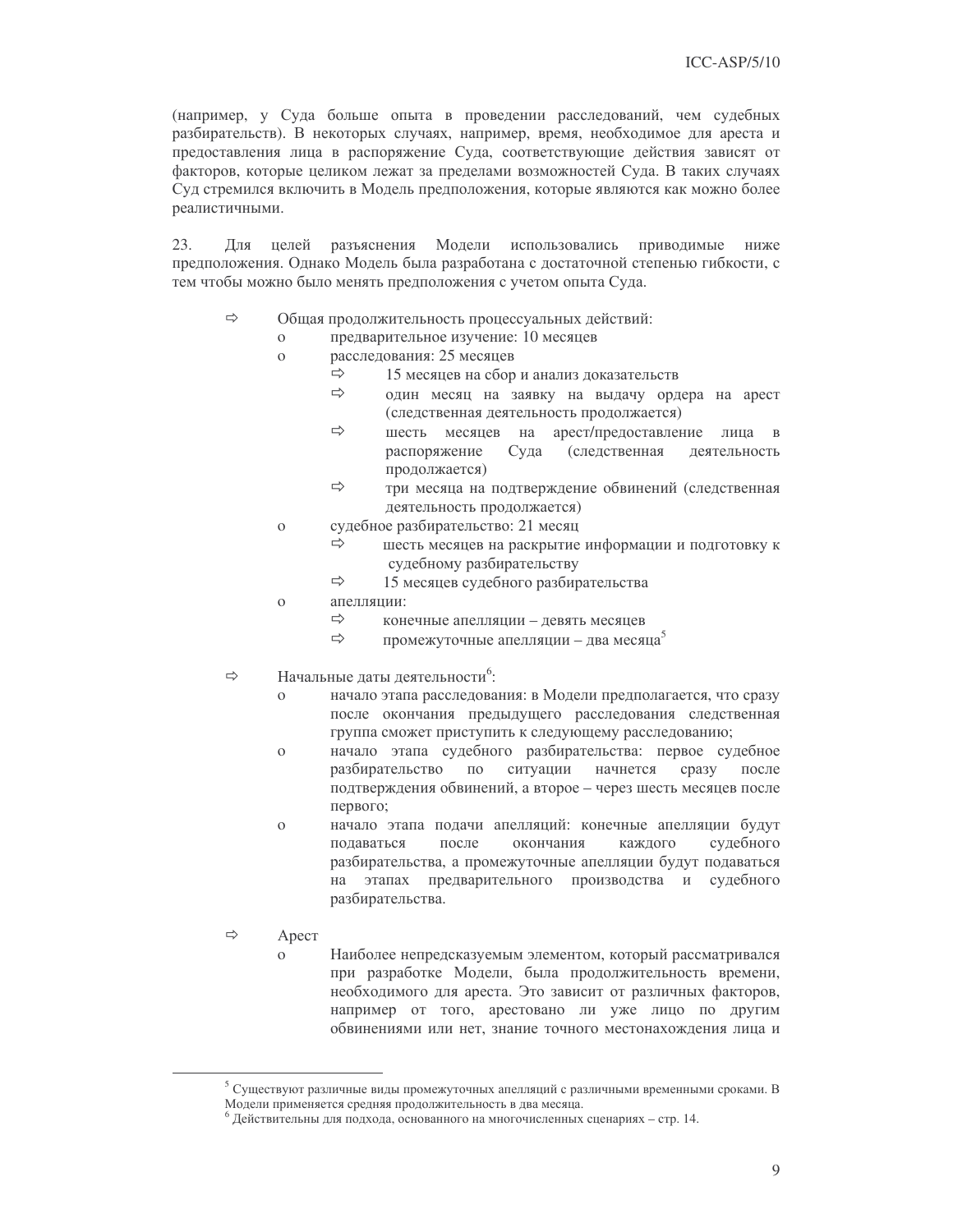(например, у Суда больше опыта в проведении расследований, чем судебных разбирательств). В некоторых случаях, например, время, необходимое для ареста и предоставления лица в распоряжение Суда, соответствующие действия зависят от факторов, которые целиком лежат за пределами возможностей Суда. В таких случаях Суд стремился включить в Модель предположения, которые являются как можно более реалистичными.

23. Для целей разъяснения Модели использовались приводимые ниже предположения. Однако Модель была разработана с достаточной степенью гибкости, с тем чтобы можно было менять предположения с учетом опыта Суда.

- ⇨ Общая продолжительность процессуальных действий:
  - o предварительное изучение: 10 месяцев
  - o расследования: 25 месяцев
    - ⇨ 15 месяцев на сбор и анализ доказательств
    - ⇨ один месяц на заявку на выдачу ордера на арест (следственная деятельность продолжается)
    - ⇨ шесть месяцев на арест/предоставление лица в распоряжение Суда (следственная деятельность продолжается)
    - ⇨ три месяца на подтверждение обвинений (следственная деятельность продолжается)
  - o судебное разбирательство: 21 месяц
    - ⇨ шесть месяцев на раскрытие информации и подготовку к судебному разбирательству
    - ⇨ 15 месяцев судебного разбирательства
  - o апелляции:
    - ⇨ конечные апелляции – девять месяцев
    - ⇨ промежуточные апелляции – два месяца[5]

- ⇨ Начальные даты деятельности[6]:
  - o начало этапа расследования: в Модели предполагается, что сразу после окончания предыдущего расследования следственная группа сможет приступить к следующему расследованию;
  - o начало этапа судебного разбирательства: первое судебное разбирательство по ситуации начнется сразу после подтверждения обвинений, а второе – через шесть месяцев после первого;
  - o начало этапа подачи апелляций: конечные апелляции будут подаваться после окончания каждого судебного разбирательства, а промежуточные апелляции будут подаваться на этапах предварительного производства и судебного разбирательства.

- ⇨ Арест
  - o Наиболее непредсказуемым элементом, который рассматривался при разработке Модели, была продолжительность времени, необходимого для ареста. Это зависит от различных факторов, например от того, арестовано ли уже лицо по другим обвинениями или нет, знание точного местонахождения лица и

---

[5] Существуют различные виды промежуточных апелляций с различными временными сроками. В Модели применяется средняя продолжительность в два месяца.

[6] Действительны для подхода, основанного на многочисленных сценариях – стр. 14.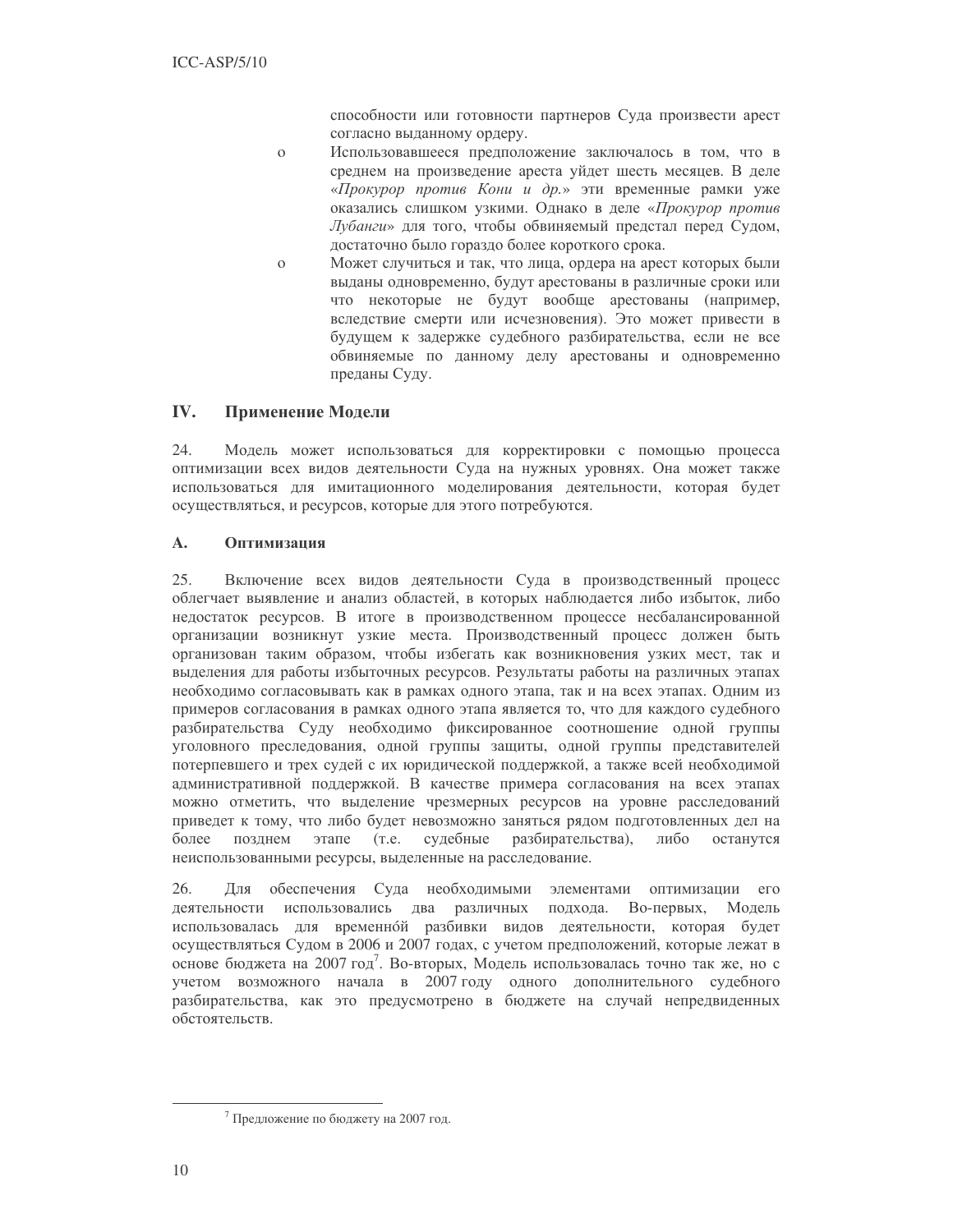способности или готовности партнеров Суда произвести арест согласно выданному ордеру.

- Использовавшееся предположение заключалось в том, что в среднем на произведение ареста уйдет шесть месяцев. В деле «*Прокурор против Кони и др.*» эти временные рамки уже оказались слишком узкими. Однако в деле «*Прокурор против Лубанги*» для того, чтобы обвиняемый предстал перед Судом, достаточно было гораздо более короткого срока.
- Может случиться и так, что лица, ордера на арест которых были выданы одновременно, будут арестованы в различные сроки или что некоторые не будут вообще арестованы (например, вследствие смерти или исчезновения). Это может привести в будущем к задержке судебного разбирательства, если не все обвиняемые по данному делу арестованы и одновременно преданы Суду.

## IV. Применение Модели

24. Модель может использоваться для корректировки с помощью процесса оптимизации всех видов деятельности Суда на нужных уровнях. Она может также использоваться для имитационного моделирования деятельности, которая будет осуществляться, и ресурсов, которые для этого потребуются.

### A. Оптимизация

25. Включение всех видов деятельности Суда в производственный процесс облегчает выявление и анализ областей, в которых наблюдается либо избыток, либо недостаток ресурсов. В итоге в производственном процессе несбалансированной организации возникнут узкие места. Производственный процесс должен быть организован таким образом, чтобы избегать как возникновения узких мест, так и выделения для работы избыточных ресурсов. Результаты работы на различных этапах необходимо согласовывать как в рамках одного этапа, так и на всех этапах. Одним из примеров согласования в рамках одного этапа является то, что для каждого судебного разбирательства Суду необходимо фиксированное соотношение одной группы уголовного преследования, одной группы защиты, одной группы представителей потерпевшего и трех судей с их юридической поддержкой, а также всей необходимой административной поддержкой. В качестве примера согласования на всех этапах можно отметить, что выделение чрезмерных ресурсов на уровне расследований приведет к тому, что либо будет невозможно заняться рядом подготовленных дел на более позднем этапе (т.е. судебные разбирательства), либо останутся неиспользованными ресурсы, выделенные на расследование.

26. Для обеспечения Суда необходимыми элементами оптимизации его деятельности использовались два различных подхода. Во-первых, Модель использовалась для временно́й разбивки видов деятельности, которая будет осуществляться Судом в 2006 и 2007 годах, с учетом предположений, которые лежат в основе бюджета на 2007 год[7]. Во-вторых, Модель использовалась точно так же, но с учетом возможного начала в 2007 году одного дополнительного судебного разбирательства, как это предусмотрено в бюджете на случай непредвиденных обстоятельств.

[7] Предложение по бюджету на 2007 год.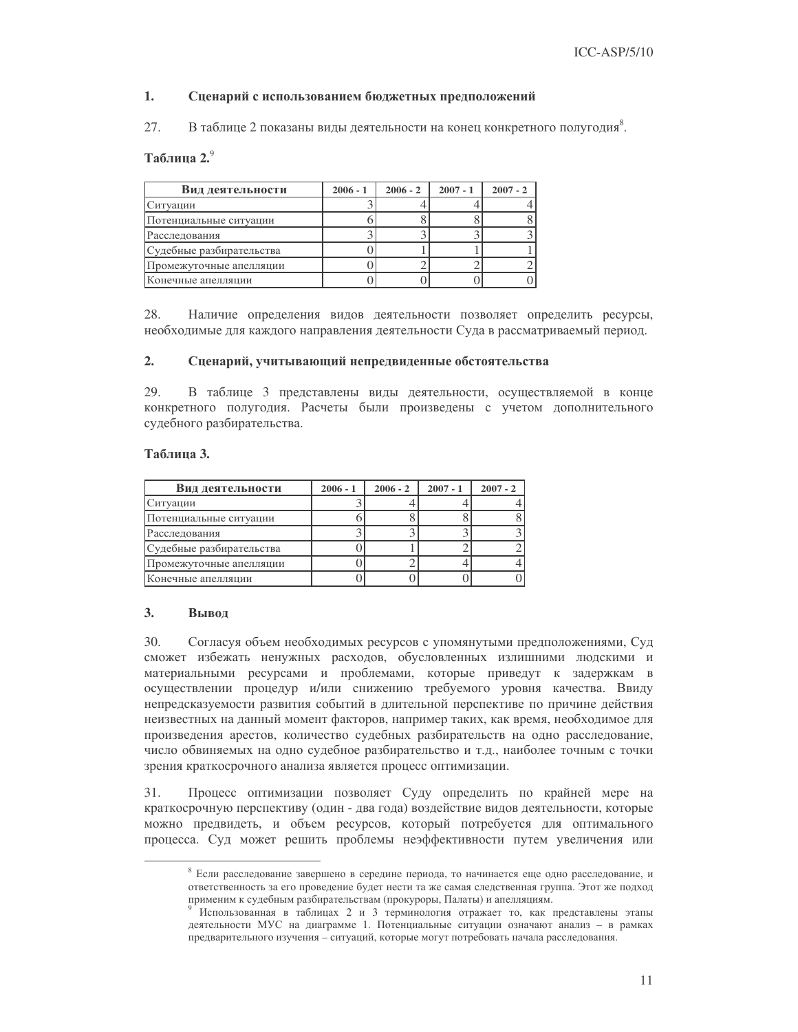### 1. Сценарий с использованием бюджетных предположений

27. В таблице 2 показаны виды деятельности на конец конкретного полугодия[8].

**Таблица 2.**[9]

| Вид деятельности | 2006 - 1 | 2006 - 2 | 2007 - 1 | 2007 - 2 |
|---|---|---|---|---|
| Ситуации | 3 | 4 | 4 | 4 |
| Потенциальные ситуации | 6 | 8 | 8 | 8 |
| Расследования | 3 | 3 | 3 | 3 |
| Судебные разбирательства | 0 | 1 | 1 | 1 |
| Промежуточные апелляции | 0 | 2 | 2 | 2 |
| Конечные апелляции | 0 | 0 | 0 | 0 |

28. Наличие определения видов деятельности позволяет определить ресурсы, необходимые для каждого направления деятельности Суда в рассматриваемый период.

### 2. Сценарий, учитывающий непредвиденные обстоятельства

29. В таблице 3 представлены виды деятельности, осуществляемой в конце конкретного полугодия. Расчеты были произведены с учетом дополнительного судебного разбирательства.

**Таблица 3.**

| Вид деятельности | 2006 - 1 | 2006 - 2 | 2007 - 1 | 2007 - 2 |
|---|---|---|---|---|
| Ситуации | 3 | 4 | 4 | 4 |
| Потенциальные ситуации | 6 | 8 | 8 | 8 |
| Расследования | 3 | 3 | 3 | 3 |
| Судебные разбирательства | 0 | 1 | 2 | 2 |
| Промежуточные апелляции | 0 | 2 | 4 | 4 |
| Конечные апелляции | 0 | 0 | 0 | 0 |

### 3. Вывод

30. Согласуя объем необходимых ресурсов с упомянутыми предположениями, Суд сможет избежать ненужных расходов, обусловленных излишними людскими и материальными ресурсами и проблемами, которые приведут к задержкам в осуществлении процедур и/или снижению требуемого уровня качества. Ввиду непредсказуемости развития событий в длительной перспективе по причине действия неизвестных на данный момент факторов, например таких, как время, необходимое для произведения арестов, количество судебных разбирательств на одно расследование, число обвиняемых на одно судебное разбирательство и т.д., наиболее точным с точки зрения краткосрочного анализа является процесс оптимизации.

31. Процесс оптимизации позволяет Суду определить по крайней мере на краткосрочную перспективу (один - два года) воздействие видов деятельности, которые можно предвидеть, и объем ресурсов, который потребуется для оптимального процесса. Суд может решить проблемы неэффективности путем увеличения или

---

[8] Если расследование завершено в середине периода, то начинается еще одно расследование, и ответственность за его проведение будет нести та же самая следственная группа. Этот же подход применим к судебным разбирательствам (прокуроры, Палаты) и апелляциям.

[9] Использованная в таблицах 2 и 3 терминология отражает то, как представлены этапы деятельности МУС на диаграмме 1. Потенциальные ситуации означают анализ – в рамках предварительного изучения – ситуаций, которые могут потребовать начала расследования.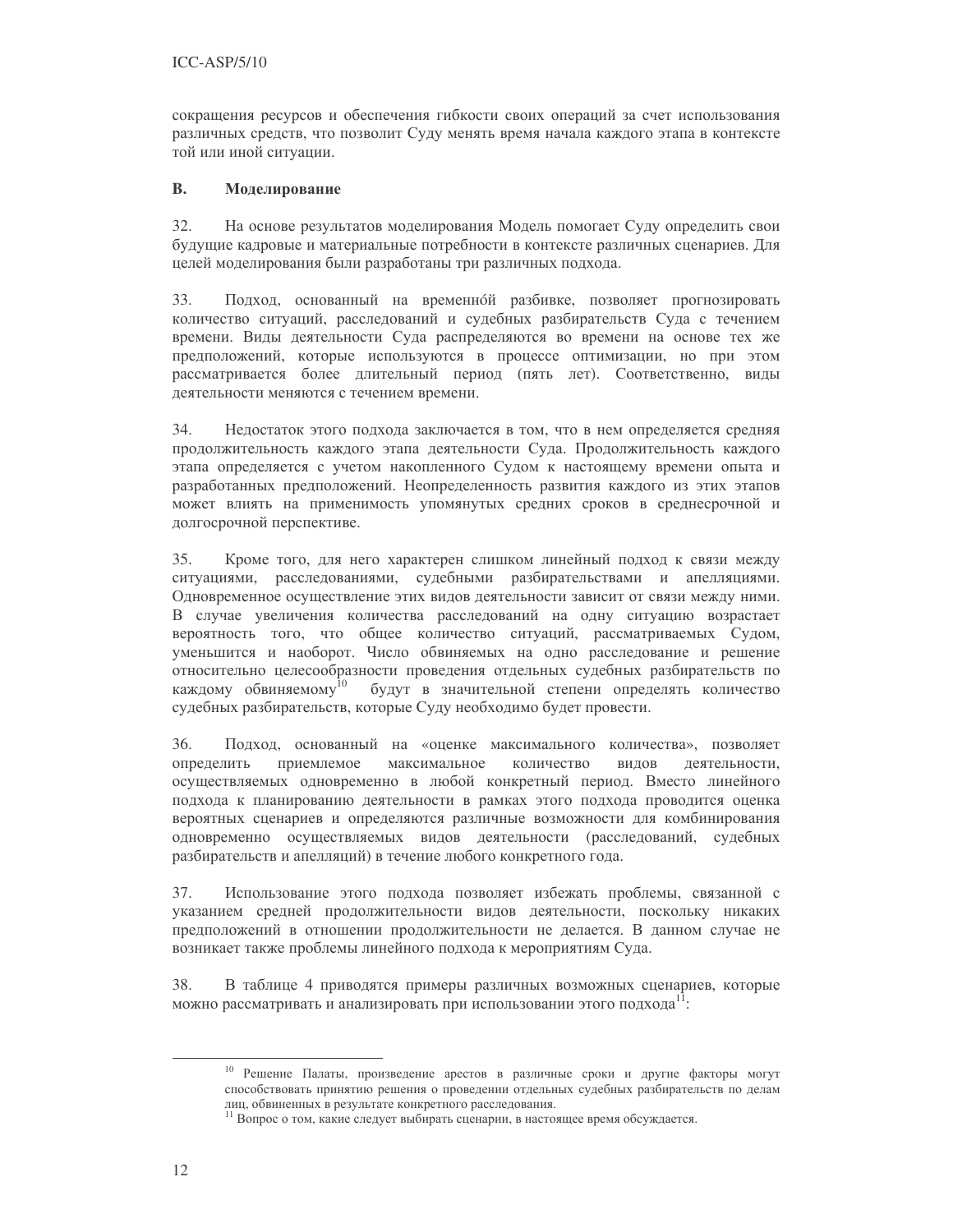сокращения ресурсов и обеспечения гибкости своих операций за счет использования различных средств, что позволит Суду менять время начала каждого этапа в контексте той или иной ситуации.

## B. Моделирование

32. На основе результатов моделирования Модель помогает Суду определить свои будущие кадровые и материальные потребности в контексте различных сценариев. Для целей моделирования были разработаны три различных подхода.

33. Подход, основанный на временнóй разбивке, позволяет прогнозировать количество ситуаций, расследований и судебных разбирательств Суда с течением времени. Виды деятельности Суда распределяются во времени на основе тех же предположений, которые используются в процессе оптимизации, но при этом рассматривается более длительный период (пять лет). Соответственно, виды деятельности меняются с течением времени.

34. Недостаток этого подхода заключается в том, что в нем определяется средняя продолжительность каждого этапа деятельности Суда. Продолжительность каждого этапа определяется с учетом накопленного Судом к настоящему времени опыта и разработанных предположений. Неопределенность развития каждого из этих этапов может влиять на применимость упомянутых средних сроков в среднесрочной и долгосрочной перспективе.

35. Кроме того, для него характерен слишком линейный подход к связи между ситуациями, расследованиями, судебными разбирательствами и апелляциями. Одновременное осуществление этих видов деятельности зависит от связи между ними. В случае увеличения количества расследований на одну ситуацию возрастает вероятность того, что общее количество ситуаций, рассматриваемых Судом, уменьшится и наоборот. Число обвиняемых на одно расследование и решение относительно целесообразности проведения отдельных судебных разбирательств по каждому обвиняемому[10] будут в значительной степени определять количество судебных разбирательств, которые Суду необходимо будет провести.

36. Подход, основанный на «оценке максимального количества», позволяет определить приемлемое максимальное количество видов деятельности, осуществляемых одновременно в любой конкретный период. Вместо линейного подхода к планированию деятельности в рамках этого подхода проводится оценка вероятных сценариев и определяются различные возможности для комбинирования одновременно осуществляемых видов деятельности (расследований, судебных разбирательств и апелляций) в течение любого конкретного года.

37. Использование этого подхода позволяет избежать проблемы, связанной с указанием средней продолжительности видов деятельности, поскольку никаких предположений в отношении продолжительности не делается. В данном случае не возникает также проблемы линейного подхода к мероприятиям Суда.

38. В таблице 4 приводятся примеры различных возможных сценариев, которые можно рассматривать и анализировать при использовании этого подхода[11]:

---

[10] Решение Палаты, произведение арестов в различные сроки и другие факторы могут способствовать принятию решения о проведении отдельных судебных разбирательств по делам лиц, обвиненных в результате конкретного расследования.

[11] Вопрос о том, какие следует выбирать сценарии, в настоящее время обсуждается.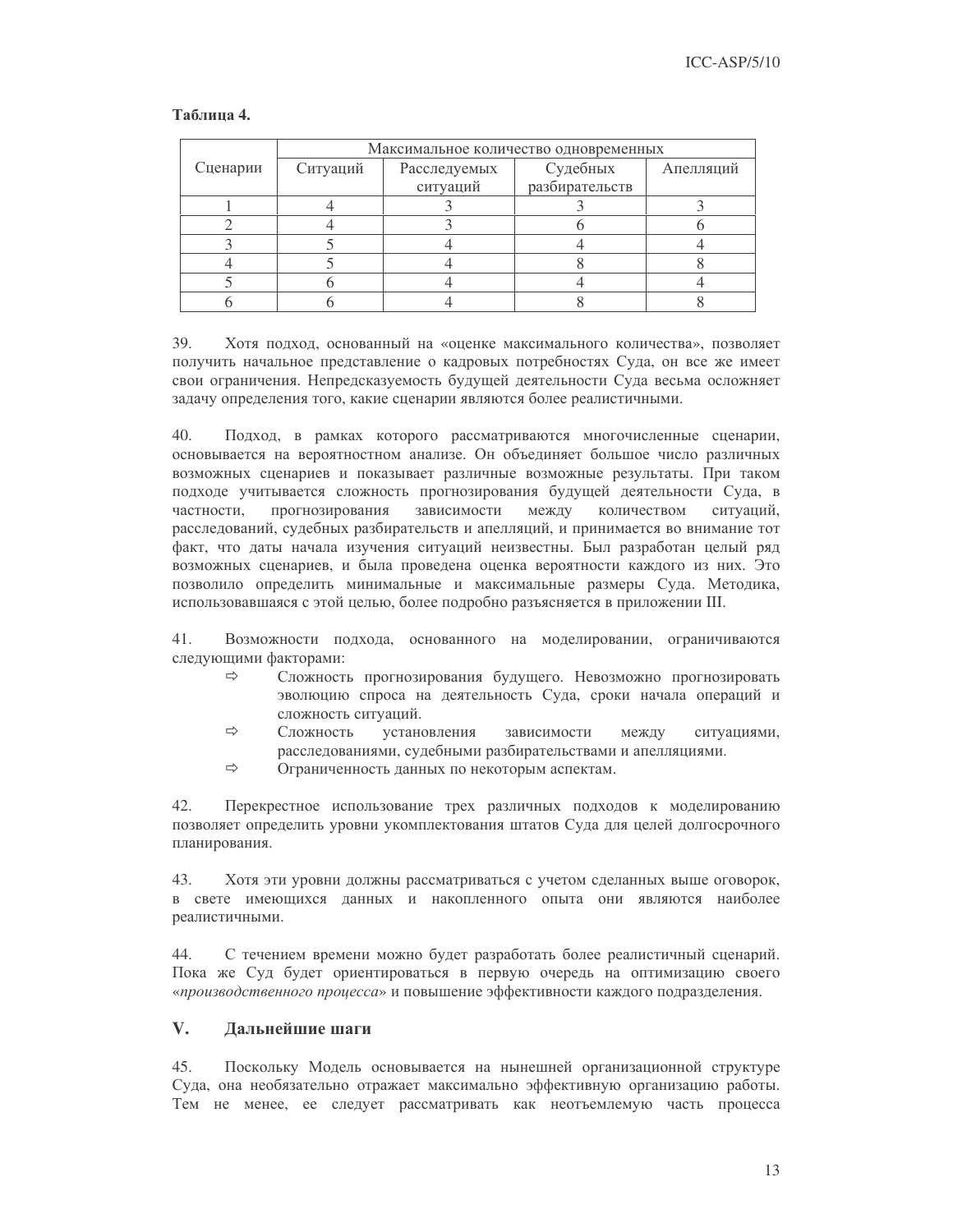**Таблица 4.**

| Сценарии | Максимальное количество одновременных | | | |
|---|---|---|---|---|
| | Ситуаций | Расследуемых ситуаций | Судебных разбирательств | Апелляций |
| 1 | 4 | 3 | 3 | 3 |
| 2 | 4 | 3 | 6 | 6 |
| 3 | 5 | 4 | 4 | 4 |
| 4 | 5 | 4 | 8 | 8 |
| 5 | 6 | 4 | 4 | 4 |
| 6 | 6 | 4 | 8 | 8 |

39. Хотя подход, основанный на «оценке максимального количества», позволяет получить начальное представление о кадровых потребностях Суда, он все же имеет свои ограничения. Непредсказуемость будущей деятельности Суда весьма осложняет задачу определения того, какие сценарии являются более реалистичными.

40. Подход, в рамках которого рассматриваются многочисленные сценарии, основывается на вероятностном анализе. Он объединяет большое число различных возможных сценариев и показывает различные возможные результаты. При таком подходе учитывается сложность прогнозирования будущей деятельности Суда, в частности, прогнозирования зависимости между количеством ситуаций, расследований, судебных разбирательств и апелляций, и принимается во внимание тот факт, что даты начала изучения ситуаций неизвестны. Был разработан целый ряд возможных сценариев, и была проведена оценка вероятности каждого из них. Это позволило определить минимальные и максимальные размеры Суда. Методика, использовавшаяся с этой целью, более подробно разъясняется в приложении III.

41. Возможности подхода, основанного на моделировании, ограничиваются следующими факторами:

- ⇨ Сложность прогнозирования будущего. Невозможно прогнозировать эволюцию спроса на деятельность Суда, сроки начала операций и сложность ситуаций.
- ⇨ Сложность установления зависимости между ситуациями, расследованиями, судебными разбирательствами и апелляциями.
- ⇨ Ограниченность данных по некоторым аспектам.

42. Перекрестное использование трех различных подходов к моделированию позволяет определить уровни укомплектования штатов Суда для целей долгосрочного планирования.

43. Хотя эти уровни должны рассматриваться с учетом сделанных выше оговорок, в свете имеющихся данных и накопленного опыта они являются наиболее реалистичными.

44. С течением времени можно будет разработать более реалистичный сценарий. Пока же Суд будет ориентироваться в первую очередь на оптимизацию своего «*производственного процесса*» и повышение эффективности каждого подразделения.

## V. Дальнейшие шаги

45. Поскольку Модель основывается на нынешней организационной структуре Суда, она необязательно отражает максимально эффективную организацию работы. Тем не менее, ее следует рассматривать как неотъемлемую часть процесса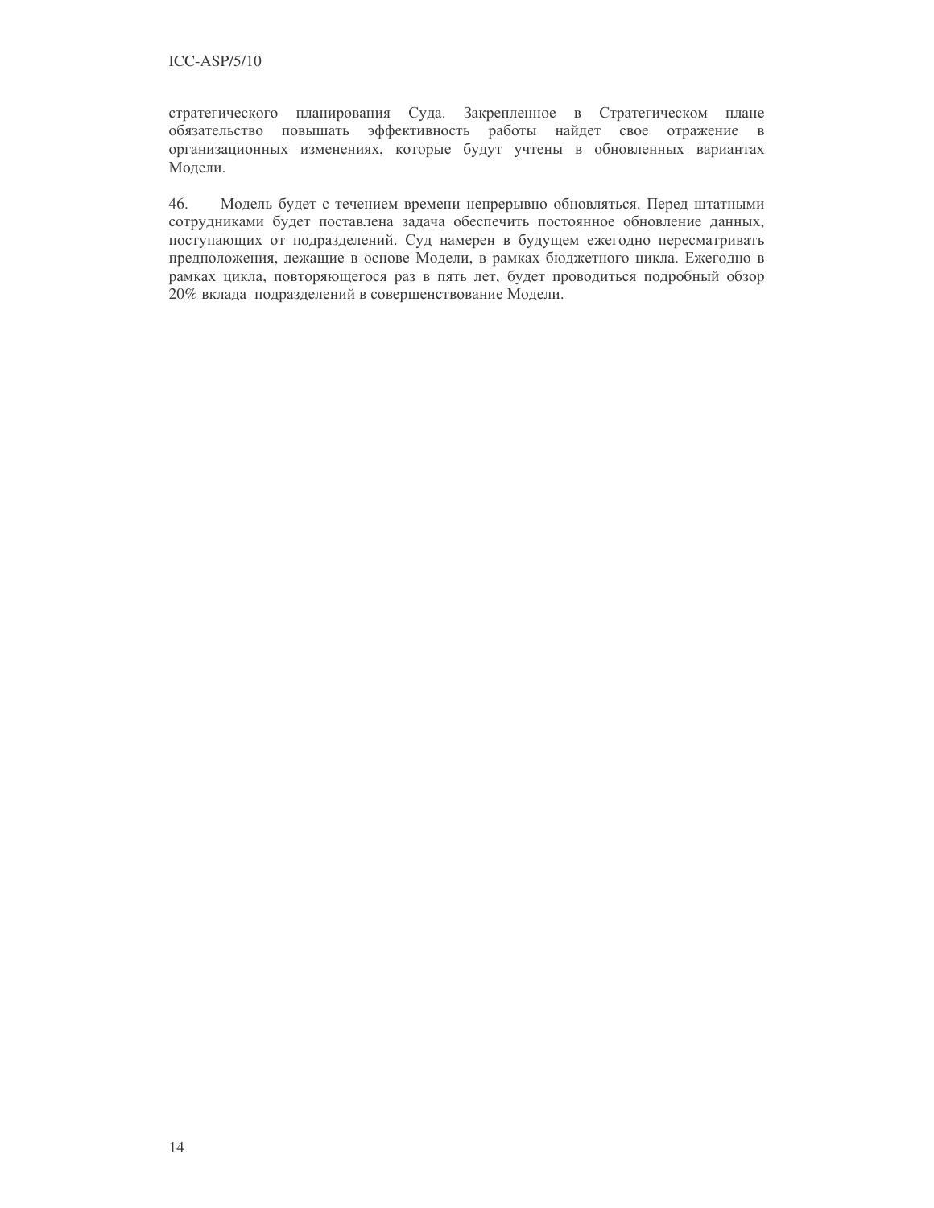стратегического планирования Суда. Закрепленное в Стратегическом плане обязательство повышать эффективность работы найдет свое отражение в организационных изменениях, которые будут учтены в обновленных вариантах Модели.

46. Модель будет с течением времени непрерывно обновляться. Перед штатными сотрудниками будет поставлена задача обеспечить постоянное обновление данных, поступающих от подразделений. Суд намерен в будущем ежегодно пересматривать предположения, лежащие в основе Модели, в рамках бюджетного цикла. Ежегодно в рамках цикла, повторяющегося раз в пять лет, будет проводиться подробный обзор 20% вклада подразделений в совершенствование Модели.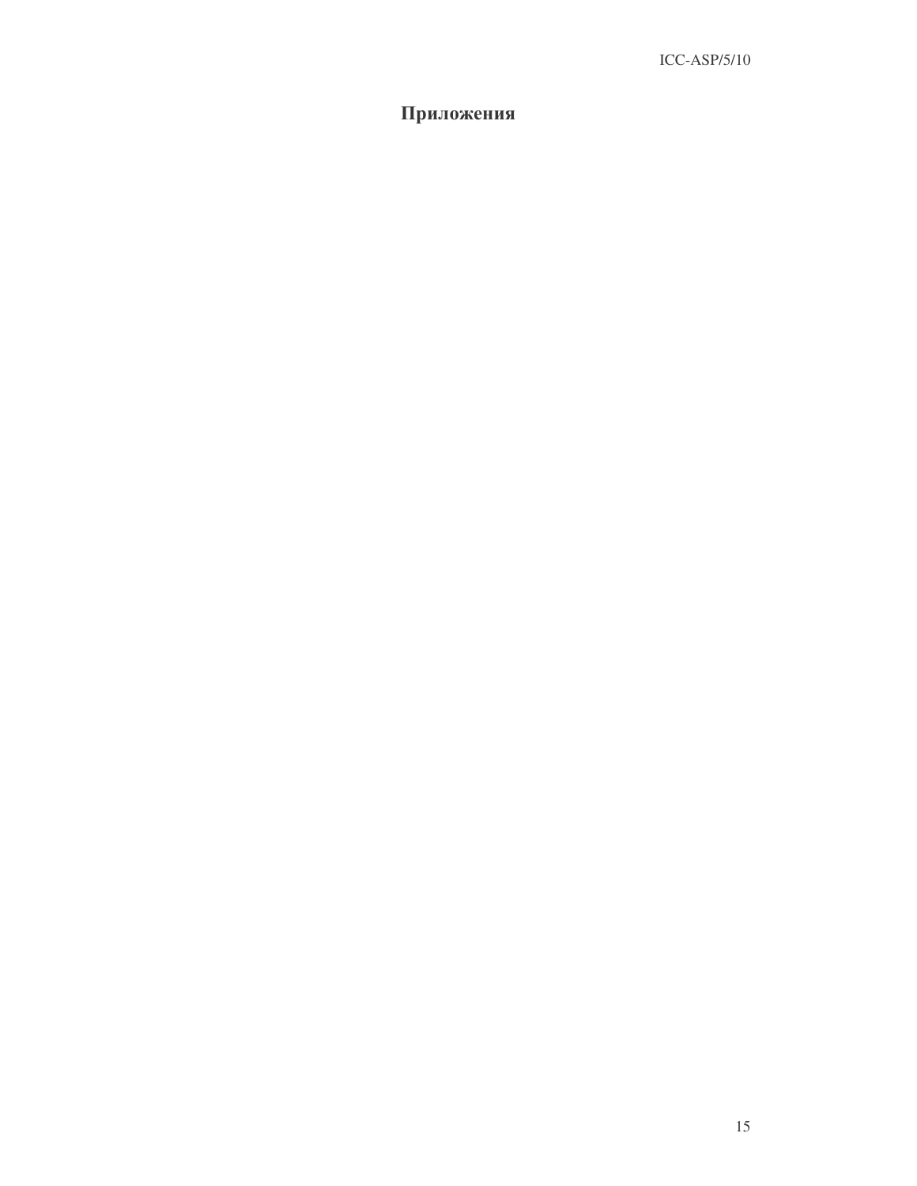# Приложения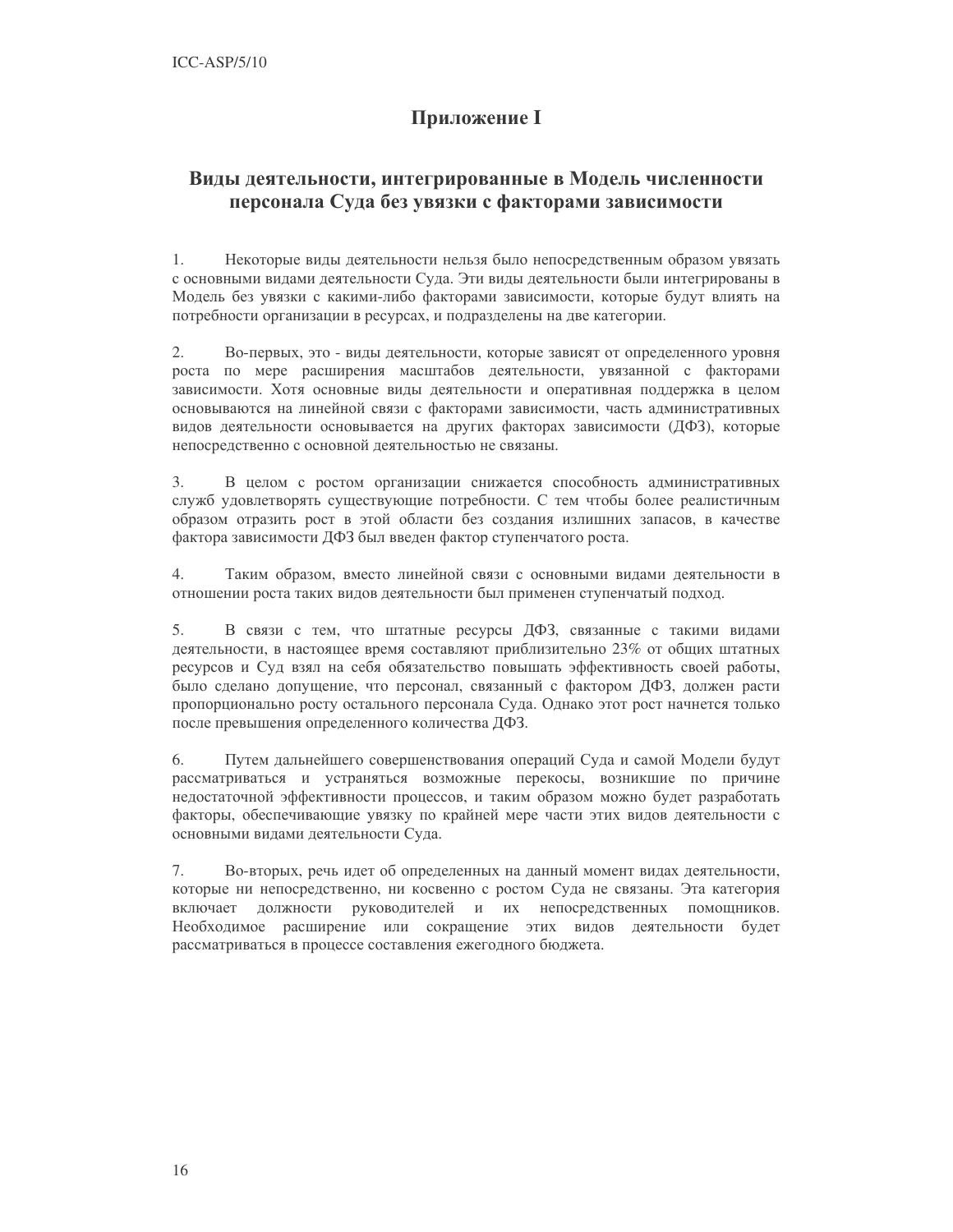# Приложение I

## Виды деятельности, интегрированные в Модель численности персонала Суда без увязки с факторами зависимости

1. Некоторые виды деятельности нельзя было непосредственным образом увязать с основными видами деятельности Суда. Эти виды деятельности были интегрированы в Модель без увязки с какими-либо факторами зависимости, которые будут влиять на потребности организации в ресурсах, и подразделены на две категории.

2. Во-первых, это - виды деятельности, которые зависят от определенного уровня роста по мере расширения масштабов деятельности, увязанной с факторами зависимости. Хотя основные виды деятельности и оперативная поддержка в целом основываются на линейной связи с факторами зависимости, часть административных видов деятельности основывается на других факторах зависимости (ДФЗ), которые непосредственно с основной деятельностью не связаны.

3. В целом с ростом организации снижается способность административных служб удовлетворять существующие потребности. С тем чтобы более реалистичным образом отразить рост в этой области без создания излишних запасов, в качестве фактора зависимости ДФЗ был введен фактор ступенчатого роста.

4. Таким образом, вместо линейной связи с основными видами деятельности в отношении роста таких видов деятельности был применен ступенчатый подход.

5. В связи с тем, что штатные ресурсы ДФЗ, связанные с такими видами деятельности, в настоящее время составляют приблизительно 23% от общих штатных ресурсов и Суд взял на себя обязательство повышать эффективность своей работы, было сделано допущение, что персонал, связанный с фактором ДФЗ, должен расти пропорционально росту остального персонала Суда. Однако этот рост начнется только после превышения определенного количества ДФЗ.

6. Путем дальнейшего совершенствования операций Суда и самой Модели будут рассматриваться и устраняться возможные перекосы, возникшие по причине недостаточной эффективности процессов, и таким образом можно будет разработать факторы, обеспечивающие увязку по крайней мере части этих видов деятельности с основными видами деятельности Суда.

7. Во-вторых, речь идет об определенных на данный момент видах деятельности, которые ни непосредственно, ни косвенно с ростом Суда не связаны. Эта категория включает должности руководителей и их непосредственных помощников. Необходимое расширение или сокращение этих видов деятельности будет рассматриваться в процессе составления ежегодного бюджета.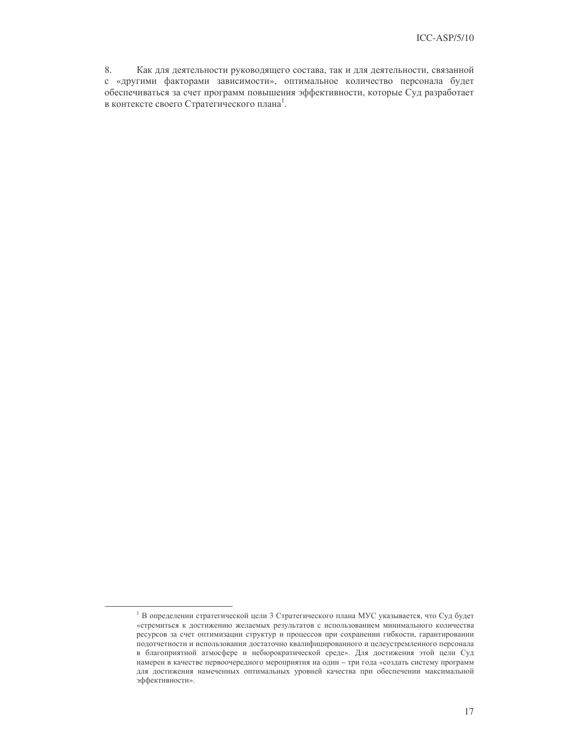8. Как для деятельности руководящего состава, так и для деятельности, связанной с «другими факторами зависимости», оптимальное количество персонала будет обеспечиваться за счет программ повышения эффективности, которые Суд разработает в контексте своего Стратегического плана[1].

---

[1] В определении стратегической цели 3 Стратегического плана МУС указывается, что Суд будет «стремиться к достижению желаемых результатов с использованием минимального количества ресурсов за счет оптимизации структур и процессов при сохранении гибкости, гарантировании подотчетности и использовании достаточно квалифицированного и целеустремленного персонала в благоприятной атмосфере и небюрократической среде». Для достижения этой цели Суд намерен в качестве первоочередного мероприятия на один – три года «создать систему программ для достижения намеченных оптимальных уровней качества при обеспечении максимальной эффективности».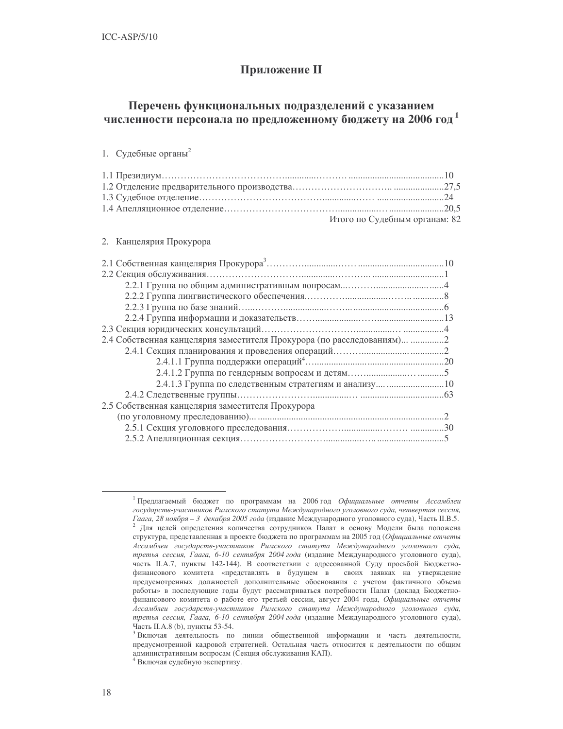# Приложение II

## Перечень функциональных подразделений с указанием численности персонала по предложенному бюджету на 2006 год[1]

1. Судебные органы[2]

| | |
|---|---|
| 1.1 Президиум | 10 |
| 1.2 Отделение предварительного производства | 27,5 |
| 1.3 Судебное отделение | 24 |
| 1.4 Апелляционное отделение | 20,5 |
| Итого по Судебным органам: | 82 |

2. Канцелярия Прокурора

| | |
|---|---|
| 2.1 Собственная канцелярия Прокурора[3] | 10 |
| 2.2 Секция обслуживания | 1 |
| 2.2.1 Группа по общим административным вопросам | 4 |
| 2.2.2 Группа лингвистического обеспечения | 8 |
| 2.2.3 Группа по базе знаний | 6 |
| 2.2.4 Группа информации и доказательств | 13 |
| 2.3 Секция юридических консультаций | 4 |
| 2.4 Собственная канцелярия заместителя Прокурора (по расследованиям) | 2 |
| 2.4.1 Секция планирования и проведения операций | 2 |
| 2.4.1.1 Группа поддержки операций[4] | 20 |
| 2.4.1.2 Группа по гендерным вопросам и детям | 5 |
| 2.4.1.3 Группа по следственным стратегиям и анализу | 10 |
| 2.4.2 Следственные группы | 63 |
| 2.5 Собственная канцелярия заместителя Прокурора (по уголовному преследованию) | 2 |
| 2.5.1 Секция уголовного преследования | 30 |
| 2.5.2 Апелляционная секция | 5 |

---

[1] Предлагаемый бюджет по программам на 2006 год *Официальные отчеты Ассамблеи государств-участников Римского статута Международного уголовного суда, четвертая сессия, Гаага, 28 ноября – 3 декабря 2005 года* (издание Международного уголовного суда), Часть II.B.5.

[2] Для целей определения количества сотрудников Палат в основу Модели была положена структура, представленная в проекте бюджета по программам на 2005 год (*Официальные отчеты Ассамблеи государств-участников Римского статута Международного уголовного суда, третья сессия, Гаага, 6-10 сентября 2004 года* (издание Международного уголовного суда), часть II.A.7, пункты 142-144). В соответствии с адресованной Суду просьбой Бюджетно-финансового комитета «представлять в будущем в своих заявках на утверждение предусмотренных должностей дополнительные обоснования с учетом фактичного объема работы» в последующие годы будут рассматриваться потребности Палат (доклад Бюджетно-финансового комитета о работе его третьей сессии, август 2004 года, *Официальные отчеты Ассамблеи государств-участников Римского статута Международного уголовного суда, третья сессия, Гаага, 6-10 сентября 2004 года* (издание Международного уголовного суда), Часть II.A.8 (b), пункты 53-54.

[3] Включая деятельность по линии общественной информации и часть деятельности, предусмотренной кадровой стратегией. Остальная часть относится к деятельности по общим административным вопросам (Секция обслуживания КАП).

[4] Включая судебную экспертизу.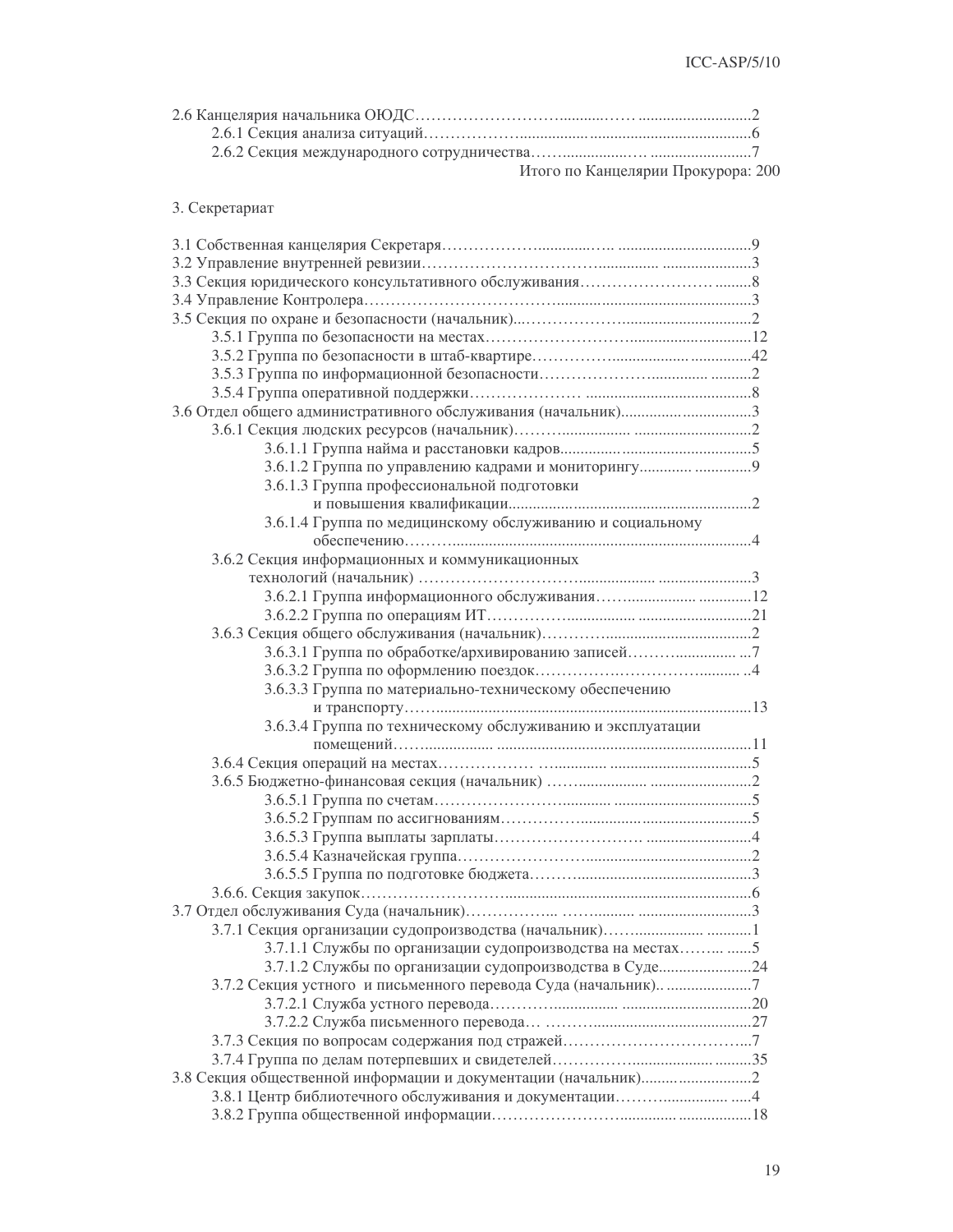2.6 Канцелярия начальника ОЮДС........................................................2

2.6.1 Секция анализа ситуаций........................................................6

2.6.2 Секция международного сотрудничества........................................................7

Итого по Канцелярии Прокурора: 200

3. Секретариат

3.1 Собственная канцелярия Секретаря........................................................9

3.2 Управление внутренней ревизии........................................................3

3.3 Секция юридического консультативного обслуживания........................................................8

3.4 Управление Контролера........................................................3

3.5 Секция по охране и безопасности (начальник)........................................................2

3.5.1 Группа по безопасности на местах........................................................12

3.5.2 Группа по безопасности в штаб-квартире........................................................42

3.5.3 Группа по информационной безопасности........................................................2

3.5.4 Группа оперативной поддержки........................................................8

3.6 Отдел общего административного обслуживания (начальник)........................................................3

3.6.1 Секция людских ресурсов (начальник)........................................................2

3.6.1.1 Группа найма и расстановки кадров........................................................5

3.6.1.2 Группа по управлению кадрами и мониторингу........................................................9

3.6.1.3 Группа профессиональной подготовки и повышения квалификации........................................................2

3.6.1.4 Группа по медицинскому обслуживанию и социальному обеспечению........................................................4

3.6.2 Секция информационных и коммуникационных технологий (начальник)........................................................3

3.6.2.1 Группа информационного обслуживания........................................................12

3.6.2.2 Группа по операциям ИТ........................................................21

3.6.3 Секция общего обслуживания (начальник)........................................................2

3.6.3.1 Группа по обработке/архивированию записей........................................................7

3.6.3.2 Группа по оформлению поездок........................................................4

3.6.3.3 Группа по материально-техническому обеспечению и транспорту........................................................13

3.6.3.4 Группа по техническому обслуживанию и эксплуатации помещений........................................................11

3.6.4 Секция операций на местах........................................................5

3.6.5 Бюджетно-финансовая секция (начальник)........................................................2

3.6.5.1 Группа по счетам........................................................5

3.6.5.2 Группам по ассигнованиям........................................................5

3.6.5.3 Группа выплаты зарплаты........................................................4

3.6.5.4 Казначейская группа........................................................2

3.6.5.5 Группа по подготовке бюджета........................................................3

3.6.6. Секция закупок........................................................6

3.7 Отдел обслуживания Суда (начальник)........................................................3

3.7.1 Секция организации судопроизводства (начальник)........................................................1

3.7.1.1 Службы по организации судопроизводства на местах........................................................5

3.7.1.2 Службы по организации судопроизводства в Суде........................................................24

3.7.2 Секция устного и письменного перевода Суда (начальник)........................................................7

3.7.2.1 Служба устного перевода........................................................20

3.7.2.2 Служба письменного перевода........................................................27

3.7.3 Секция по вопросам содержания под стражей........................................................7

3.7.4 Группа по делам потерпевших и свидетелей........................................................35

3.8 Секция общественной информации и документации (начальник)........................................................2

3.8.1 Центр библиотечного обслуживания и документации........................................................4

3.8.2 Группа общественной информации........................................................18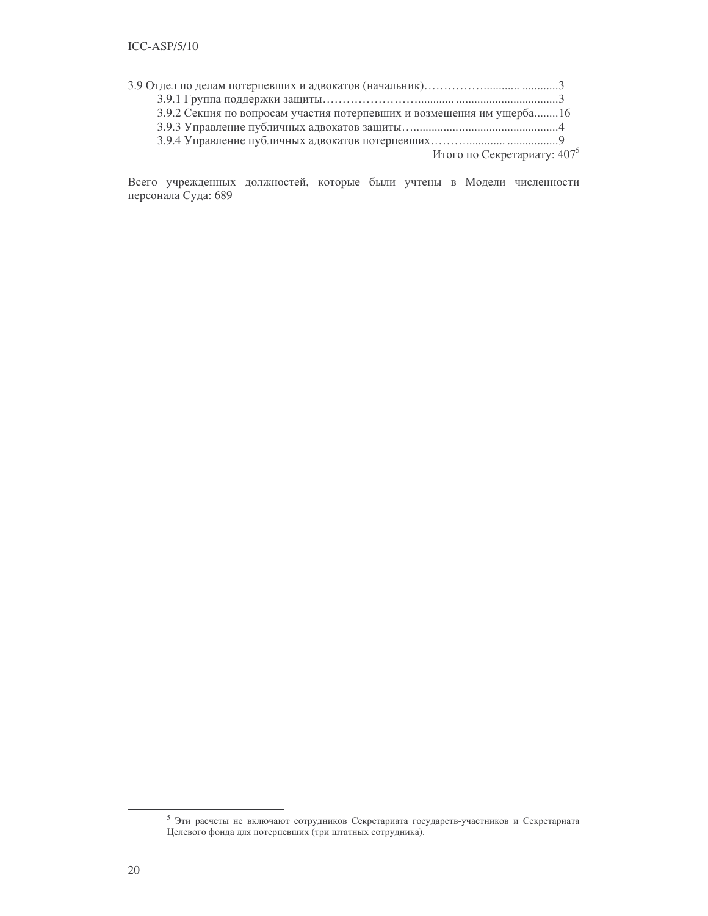3.9 Отдел по делам потерпевших и адвокатов (начальник)……………........... ............3

- 3.9.1 Группа поддержки защиты……………………........... ................................3
- 3.9.2 Секция по вопросам участия потерпевших и возмещения им ущерба........16
- 3.9.3 Управление публичных адвокатов защиты…...............................................4
- 3.9.4 Управление публичных адвокатов потерпевших………............ ................9

Итого по Секретариату: 407[5]

Всего учрежденных должностей, которые были учтены в Модели численности персонала Суда: 689

---

[5] Эти расчеты не включают сотрудников Секретариата государств-участников и Секретариата Целевого фонда для потерпевших (три штатных сотрудника).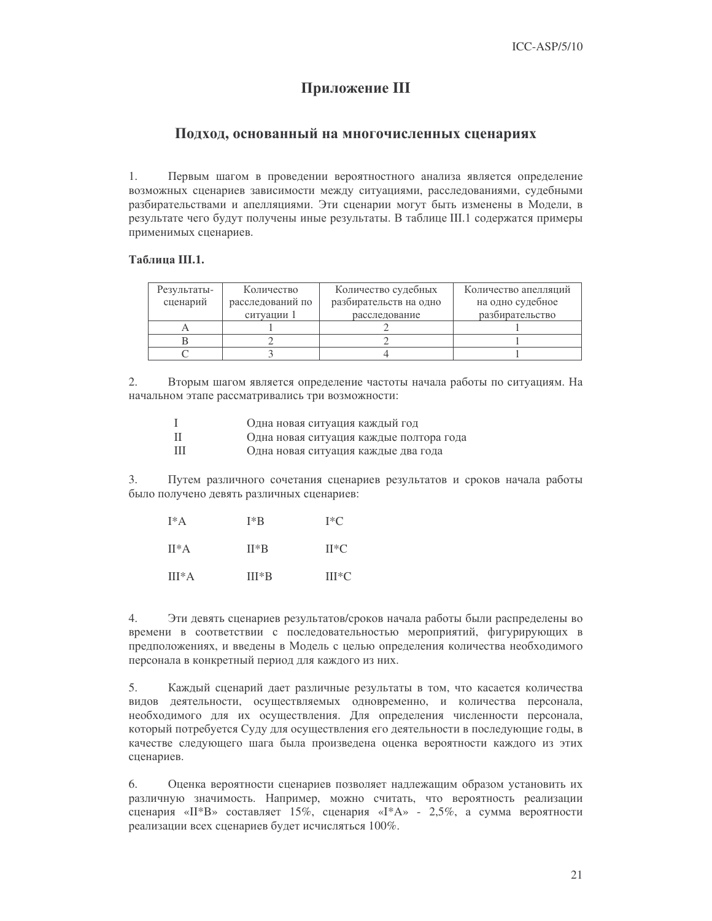# Приложение III

## Подход, основанный на многочисленных сценариях

1. Первым шагом в проведении вероятностного анализа является определение возможных сценариев зависимости между ситуациями, расследованиями, судебными разбирательствами и апелляциями. Эти сценарии могут быть изменены в Модели, в результате чего будут получены иные результаты. В таблице III.1 содержатся примеры применимых сценариев.

**Таблица III.1.**

| Результаты-сценарий | Количество расследований по ситуации 1 | Количество судебных разбирательств на одно расследование | Количество апелляций на одно судебное разбирательство |
|---|---|---|---|
| A | 1 | 2 | 1 |
| B | 2 | 2 | 1 |
| C | 3 | 4 | 1 |

2. Вторым шагом является определение частоты начала работы по ситуациям. На начальном этапе рассматривались три возможности:

| | |
|---|---|
| I | Одна новая ситуация каждый год |
| II | Одна новая ситуация каждые полтора года |
| III | Одна новая ситуация каждые два года |

3. Путем различного сочетания сценариев результатов и сроков начала работы было получено девять различных сценариев:

| | | |
|---|---|---|
| I*A | I*B | I*C |
| II*A | II*B | II*C |
| III*A | III*B | III*C |

4. Эти девять сценариев результатов/сроков начала работы были распределены во времени в соответствии с последовательностью мероприятий, фигурирующих в предположениях, и введены в Модель с целью определения количества необходимого персонала в конкретный период для каждого из них.

5. Каждый сценарий дает различные результаты в том, что касается количества видов деятельности, осуществляемых одновременно, и количества персонала, необходимого для их осуществления. Для определения численности персонала, который потребуется Суду для осуществления его деятельности в последующие годы, в качестве следующего шага была произведена оценка вероятности каждого из этих сценариев.

6. Оценка вероятности сценариев позволяет надлежащим образом установить их различную значимость. Например, можно считать, что вероятность реализации сценария «II*B» составляет 15%, сценария «I*A» - 2,5%, а сумма вероятности реализации всех сценариев будет исчисляться 100%.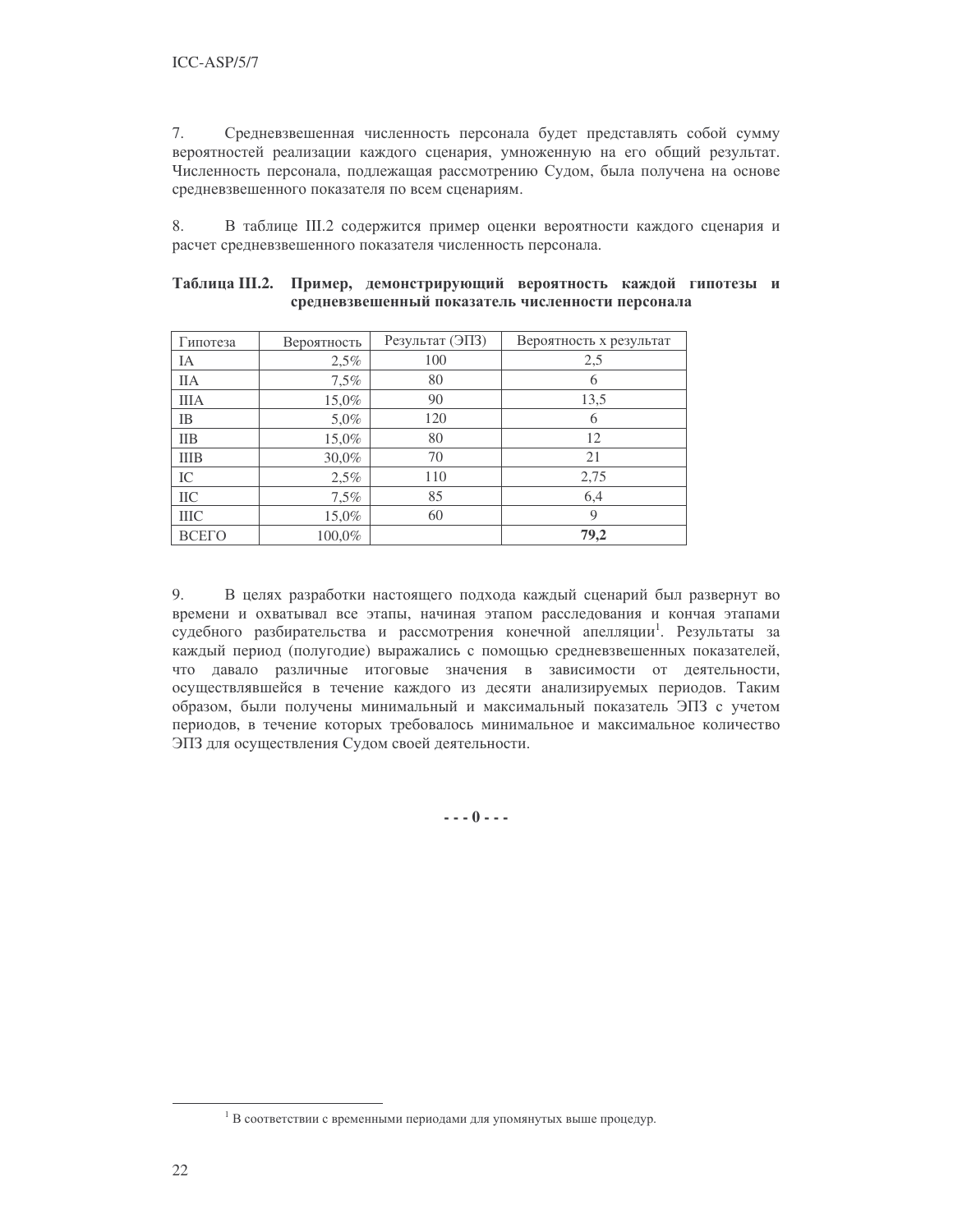7. Средневзвешенная численность персонала будет представлять собой сумму вероятностей реализации каждого сценария, умноженную на его общий результат. Численность персонала, подлежащая рассмотрению Судом, была получена на основе средневзвешенного показателя по всем сценариям.

8. В таблице III.2 содержится пример оценки вероятности каждого сценария и расчет средневзвешенного показателя численность персонала.

**Таблица III.2. Пример, демонстрирующий вероятность каждой гипотезы и средневзвешенный показатель численности персонала**

| Гипотеза | Вероятность | Результат (ЭПЗ) | Вероятность х результат |
|---|---|---|---|
| IA | 2,5% | 100 | 2,5 |
| IIA | 7,5% | 80 | 6 |
| IIIA | 15,0% | 90 | 13,5 |
| IB | 5,0% | 120 | 6 |
| IIB | 15,0% | 80 | 12 |
| IIIB | 30,0% | 70 | 21 |
| IC | 2,5% | 110 | 2,75 |
| IIC | 7,5% | 85 | 6,4 |
| IIIC | 15,0% | 60 | 9 |
| ВСЕГО | 100,0% | | **79,2** |

9. В целях разработки настоящего подхода каждый сценарий был развернут во времени и охватывал все этапы, начиная этапом расследования и кончая этапами судебного разбирательства и рассмотрения конечной апелляции[1]. Результаты за каждый период (полугодие) выражались с помощью средневзвешенных показателей, что давало различные итоговые значения в зависимости от деятельности, осуществлявшейся в течение каждого из десяти анализируемых периодов. Таким образом, были получены минимальный и максимальный показатель ЭПЗ с учетом периодов, в течение которых требовалось минимальное и максимальное количество ЭПЗ для осуществления Судом своей деятельности.

**- - - 0 - - -**

[1] В соответствии с временными периодами для упомянутых выше процедур.